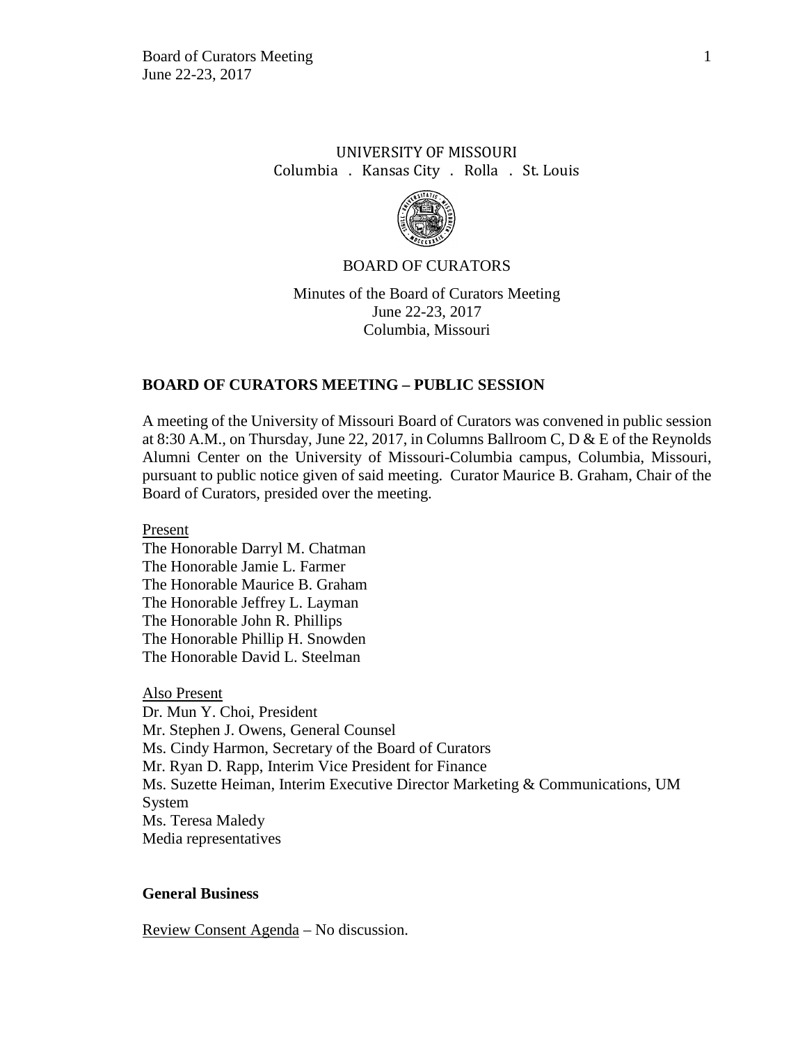UNIVERSITY OF MISSOURI

Columbia . Kansas City . Rolla . St. Louis

BOARD OF CURATORS

Minutes of the Board of Curators Meeting
June 22-23, 2017
Columbia, Missouri

## BOARD OF CURATORS MEETING – PUBLIC SESSION

A meeting of the University of Missouri Board of Curators was convened in public session at 8:30 A.M., on Thursday, June 22, 2017, in Columns Ballroom C, D & E of the Reynolds Alumni Center on the University of Missouri-Columbia campus, Columbia, Missouri, pursuant to public notice given of said meeting. Curator Maurice B. Graham, Chair of the Board of Curators, presided over the meeting.

Present

The Honorable Darryl M. Chatman
The Honorable Jamie L. Farmer
The Honorable Maurice B. Graham
The Honorable Jeffrey L. Layman
The Honorable John R. Phillips
The Honorable Phillip H. Snowden
The Honorable David L. Steelman

Also Present

Dr. Mun Y. Choi, President
Mr. Stephen J. Owens, General Counsel
Ms. Cindy Harmon, Secretary of the Board of Curators
Mr. Ryan D. Rapp, Interim Vice President for Finance
Ms. Suzette Heiman, Interim Executive Director Marketing & Communications, UM System
Ms. Teresa Maledy
Media representatives

### General Business

Review Consent Agenda – No discussion.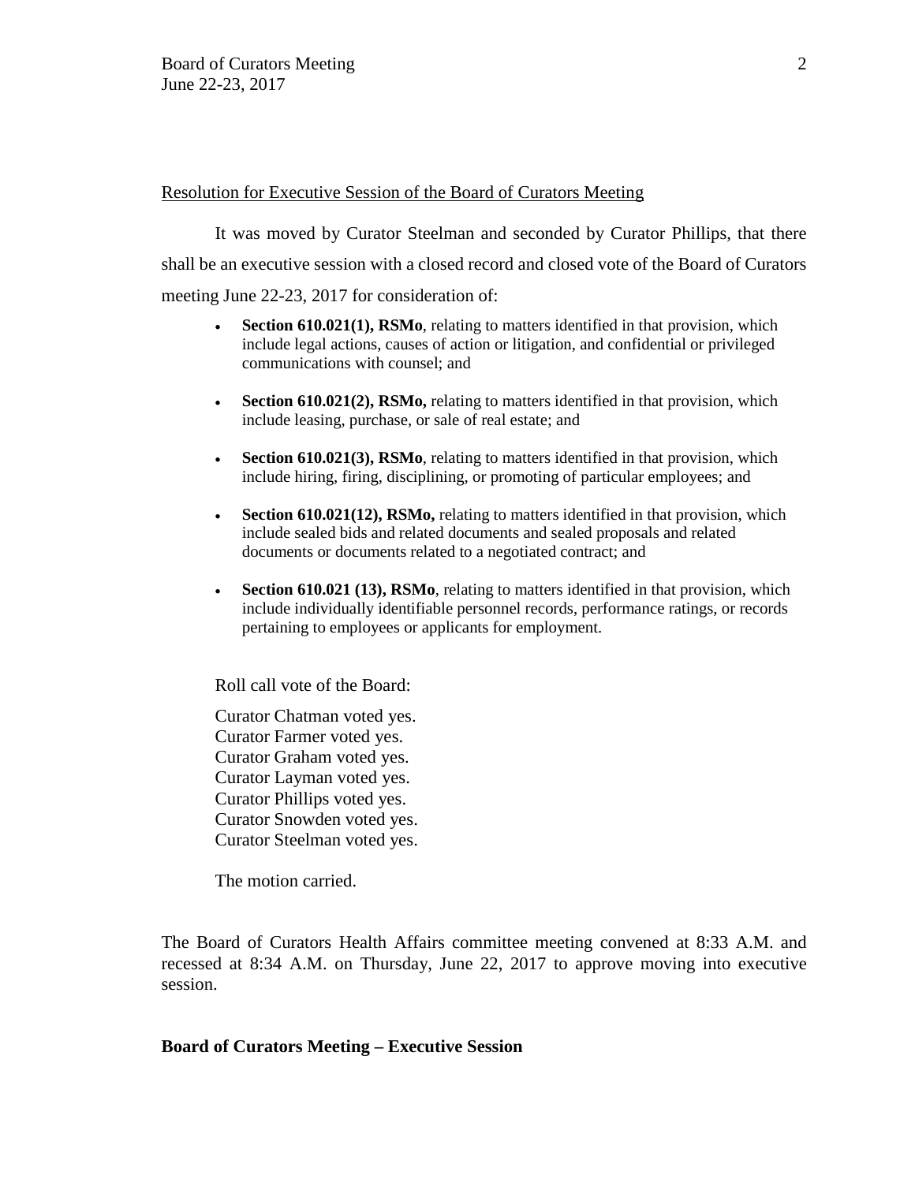<u>Resolution for Executive Session of the Board of Curators Meeting</u>

It was moved by Curator Steelman and seconded by Curator Phillips, that there shall be an executive session with a closed record and closed vote of the Board of Curators meeting June 22-23, 2017 for consideration of:

- **Section 610.021(1), RSMo**, relating to matters identified in that provision, which include legal actions, causes of action or litigation, and confidential or privileged communications with counsel; and
- **Section 610.021(2), RSMo,** relating to matters identified in that provision, which include leasing, purchase, or sale of real estate; and
- **Section 610.021(3), RSMo**, relating to matters identified in that provision, which include hiring, firing, disciplining, or promoting of particular employees; and
- **Section 610.021(12), RSMo,** relating to matters identified in that provision, which include sealed bids and related documents and sealed proposals and related documents or documents related to a negotiated contract; and
- **Section 610.021 (13), RSMo**, relating to matters identified in that provision, which include individually identifiable personnel records, performance ratings, or records pertaining to employees or applicants for employment.

Roll call vote of the Board:

Curator Chatman voted yes.
Curator Farmer voted yes.
Curator Graham voted yes.
Curator Layman voted yes.
Curator Phillips voted yes.
Curator Snowden voted yes.
Curator Steelman voted yes.

The motion carried.

The Board of Curators Health Affairs committee meeting convened at 8:33 A.M. and recessed at 8:34 A.M. on Thursday, June 22, 2017 to approve moving into executive session.

**Board of Curators Meeting – Executive Session**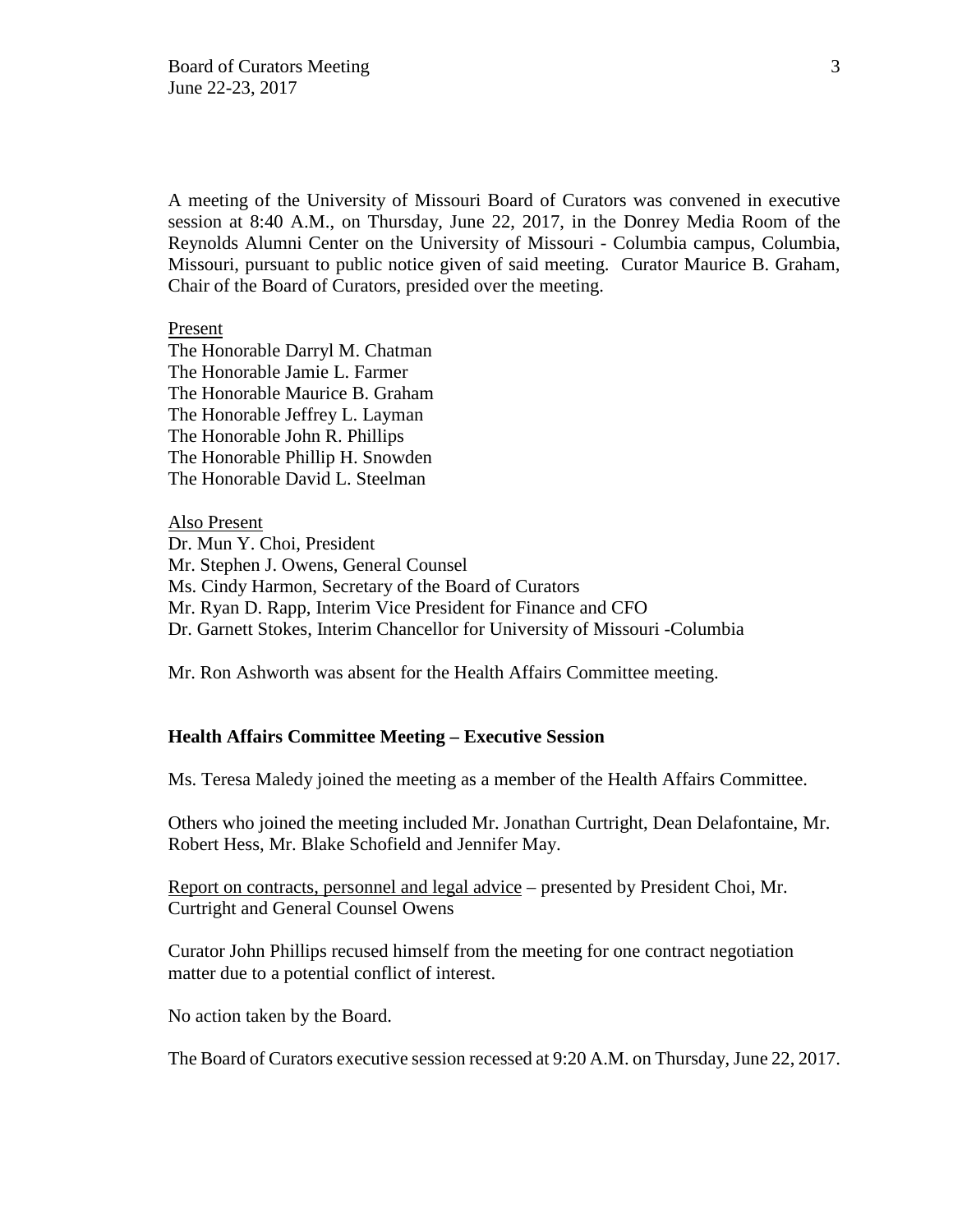A meeting of the University of Missouri Board of Curators was convened in executive session at 8:40 A.M., on Thursday, June 22, 2017, in the Donrey Media Room of the Reynolds Alumni Center on the University of Missouri - Columbia campus, Columbia, Missouri, pursuant to public notice given of said meeting. Curator Maurice B. Graham, Chair of the Board of Curators, presided over the meeting.

Present

The Honorable Darryl M. Chatman
The Honorable Jamie L. Farmer
The Honorable Maurice B. Graham
The Honorable Jeffrey L. Layman
The Honorable John R. Phillips
The Honorable Phillip H. Snowden
The Honorable David L. Steelman

Also Present

Dr. Mun Y. Choi, President
Mr. Stephen J. Owens, General Counsel
Ms. Cindy Harmon, Secretary of the Board of Curators
Mr. Ryan D. Rapp, Interim Vice President for Finance and CFO
Dr. Garnett Stokes, Interim Chancellor for University of Missouri -Columbia

Mr. Ron Ashworth was absent for the Health Affairs Committee meeting.

**Health Affairs Committee Meeting – Executive Session**

Ms. Teresa Maledy joined the meeting as a member of the Health Affairs Committee.

Others who joined the meeting included Mr. Jonathan Curtright, Dean Delafontaine, Mr. Robert Hess, Mr. Blake Schofield and Jennifer May.

Report on contracts, personnel and legal advice – presented by President Choi, Mr. Curtright and General Counsel Owens

Curator John Phillips recused himself from the meeting for one contract negotiation matter due to a potential conflict of interest.

No action taken by the Board.

The Board of Curators executive session recessed at 9:20 A.M. on Thursday, June 22, 2017.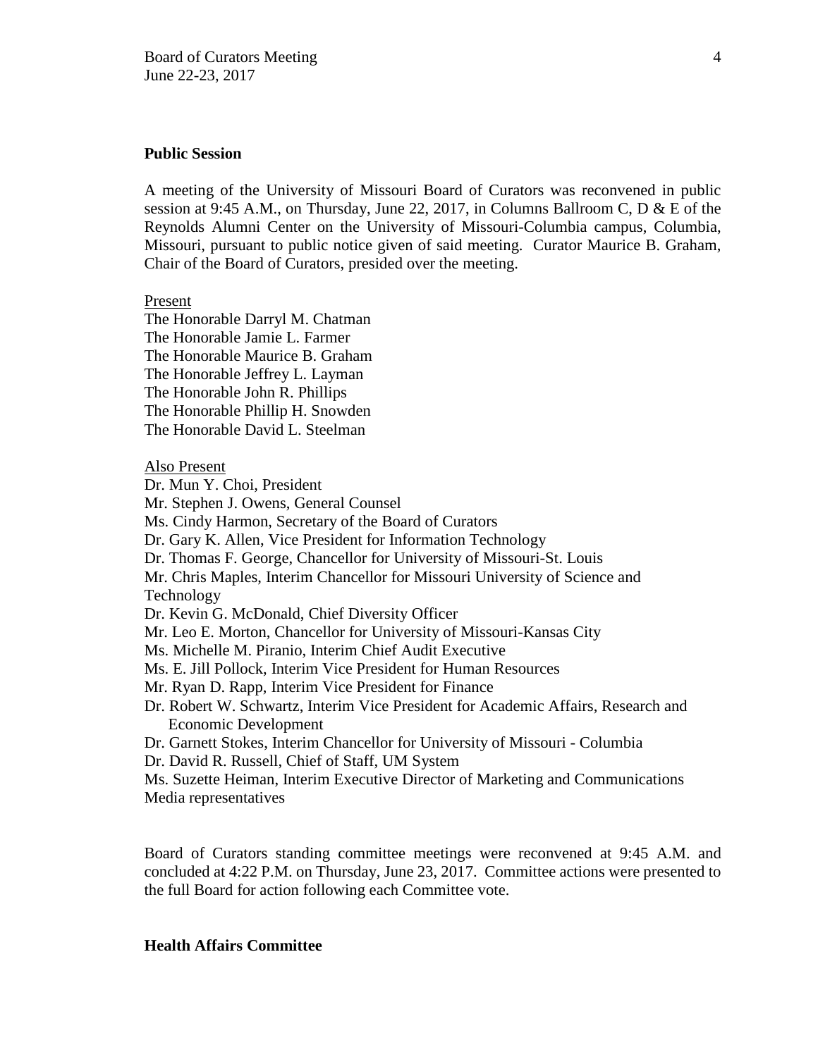**Public Session**

A meeting of the University of Missouri Board of Curators was reconvened in public session at 9:45 A.M., on Thursday, June 22, 2017, in Columns Ballroom C, D & E of the Reynolds Alumni Center on the University of Missouri-Columbia campus, Columbia, Missouri, pursuant to public notice given of said meeting. Curator Maurice B. Graham, Chair of the Board of Curators, presided over the meeting.

Present

The Honorable Darryl M. Chatman
The Honorable Jamie L. Farmer
The Honorable Maurice B. Graham
The Honorable Jeffrey L. Layman
The Honorable John R. Phillips
The Honorable Phillip H. Snowden
The Honorable David L. Steelman

Also Present

Dr. Mun Y. Choi, President
Mr. Stephen J. Owens, General Counsel
Ms. Cindy Harmon, Secretary of the Board of Curators
Dr. Gary K. Allen, Vice President for Information Technology
Dr. Thomas F. George, Chancellor for University of Missouri-St. Louis
Mr. Chris Maples, Interim Chancellor for Missouri University of Science and Technology
Dr. Kevin G. McDonald, Chief Diversity Officer
Mr. Leo E. Morton, Chancellor for University of Missouri-Kansas City
Ms. Michelle M. Piranio, Interim Chief Audit Executive
Ms. E. Jill Pollock, Interim Vice President for Human Resources
Mr. Ryan D. Rapp, Interim Vice President for Finance
Dr. Robert W. Schwartz, Interim Vice President for Academic Affairs, Research and Economic Development
Dr. Garnett Stokes, Interim Chancellor for University of Missouri - Columbia
Dr. David R. Russell, Chief of Staff, UM System
Ms. Suzette Heiman, Interim Executive Director of Marketing and Communications
Media representatives

Board of Curators standing committee meetings were reconvened at 9:45 A.M. and concluded at 4:22 P.M. on Thursday, June 23, 2017. Committee actions were presented to the full Board for action following each Committee vote.

**Health Affairs Committee**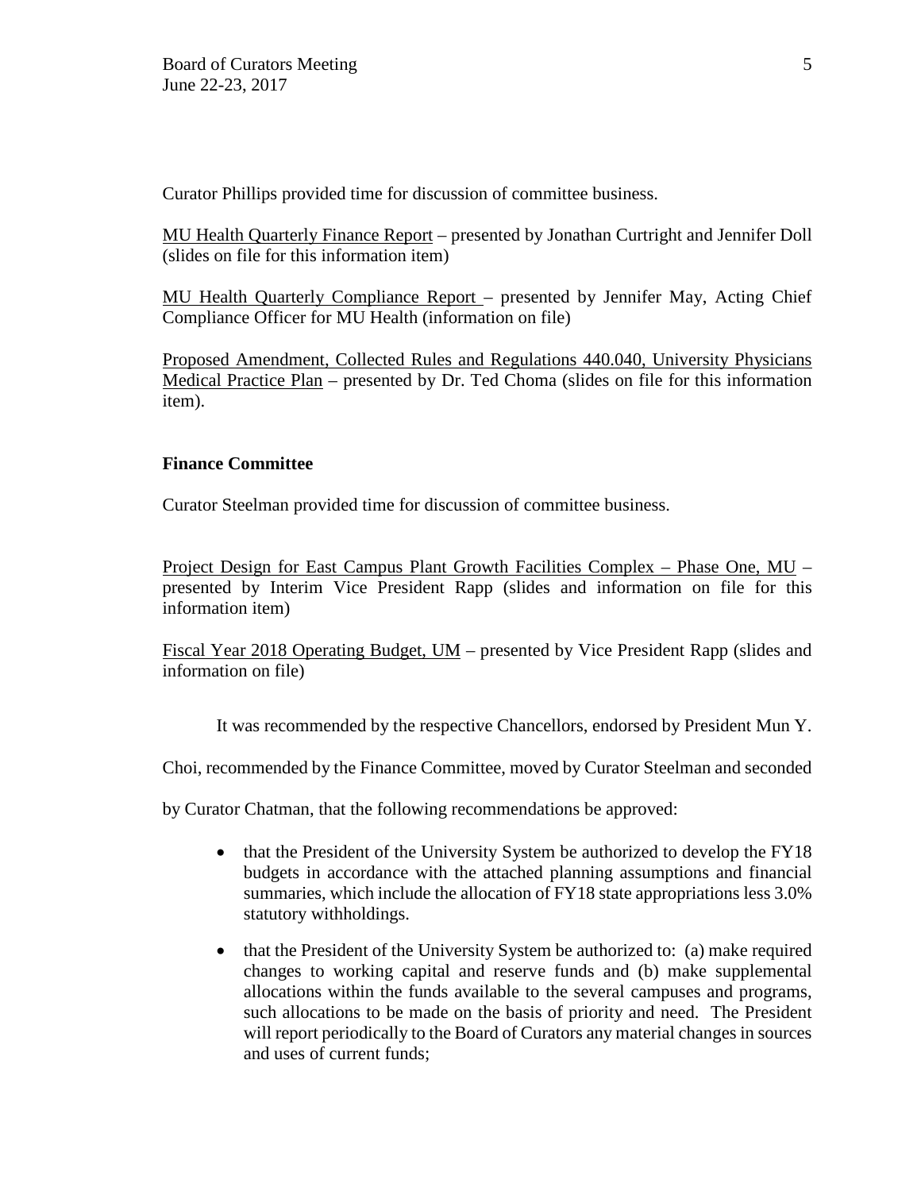Curator Phillips provided time for discussion of committee business.

<u>MU Health Quarterly Finance Report</u> – presented by Jonathan Curtright and Jennifer Doll (slides on file for this information item)

<u>MU Health Quarterly Compliance Report</u> – presented by Jennifer May, Acting Chief Compliance Officer for MU Health (information on file)

<u>Proposed Amendment, Collected Rules and Regulations 440.040, University Physicians Medical Practice Plan</u> – presented by Dr. Ted Choma (slides on file for this information item).

**Finance Committee**

Curator Steelman provided time for discussion of committee business.

<u>Project Design for East Campus Plant Growth Facilities Complex – Phase One, MU</u> – presented by Interim Vice President Rapp (slides and information on file for this information item)

<u>Fiscal Year 2018 Operating Budget, UM</u> – presented by Vice President Rapp (slides and information on file)

It was recommended by the respective Chancellors, endorsed by President Mun Y. Choi, recommended by the Finance Committee, moved by Curator Steelman and seconded by Curator Chatman, that the following recommendations be approved:

- that the President of the University System be authorized to develop the FY18 budgets in accordance with the attached planning assumptions and financial summaries, which include the allocation of FY18 state appropriations less 3.0% statutory withholdings.
- that the President of the University System be authorized to: (a) make required changes to working capital and reserve funds and (b) make supplemental allocations within the funds available to the several campuses and programs, such allocations to be made on the basis of priority and need. The President will report periodically to the Board of Curators any material changes in sources and uses of current funds;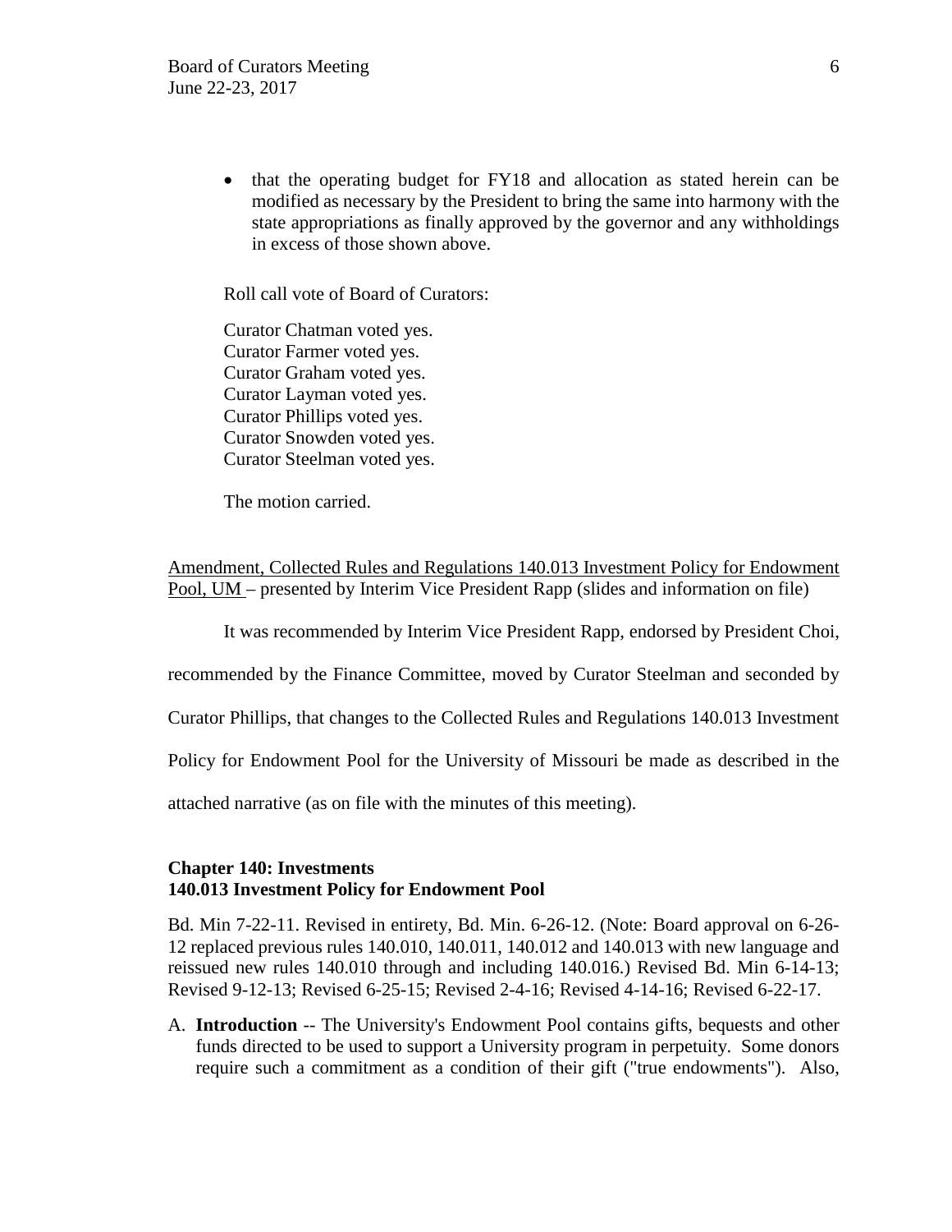- that the operating budget for FY18 and allocation as stated herein can be modified as necessary by the President to bring the same into harmony with the state appropriations as finally approved by the governor and any withholdings in excess of those shown above.

Roll call vote of Board of Curators:

Curator Chatman voted yes.
Curator Farmer voted yes.
Curator Graham voted yes.
Curator Layman voted yes.
Curator Phillips voted yes.
Curator Snowden voted yes.
Curator Steelman voted yes.

The motion carried.

Amendment, Collected Rules and Regulations 140.013 Investment Policy for Endowment Pool, UM – presented by Interim Vice President Rapp (slides and information on file)

It was recommended by Interim Vice President Rapp, endorsed by President Choi, recommended by the Finance Committee, moved by Curator Steelman and seconded by Curator Phillips, that changes to the Collected Rules and Regulations 140.013 Investment Policy for Endowment Pool for the University of Missouri be made as described in the attached narrative (as on file with the minutes of this meeting).

**Chapter 140: Investments**
**140.013 Investment Policy for Endowment Pool**

Bd. Min 7-22-11. Revised in entirety, Bd. Min. 6-26-12. (Note: Board approval on 6-26-12 replaced previous rules 140.010, 140.011, 140.012 and 140.013 with new language and reissued new rules 140.010 through and including 140.016.) Revised Bd. Min 6-14-13; Revised 9-12-13; Revised 6-25-15; Revised 2-4-16; Revised 4-14-16; Revised 6-22-17.

A. **Introduction** -- The University's Endowment Pool contains gifts, bequests and other funds directed to be used to support a University program in perpetuity. Some donors require such a commitment as a condition of their gift ("true endowments"). Also,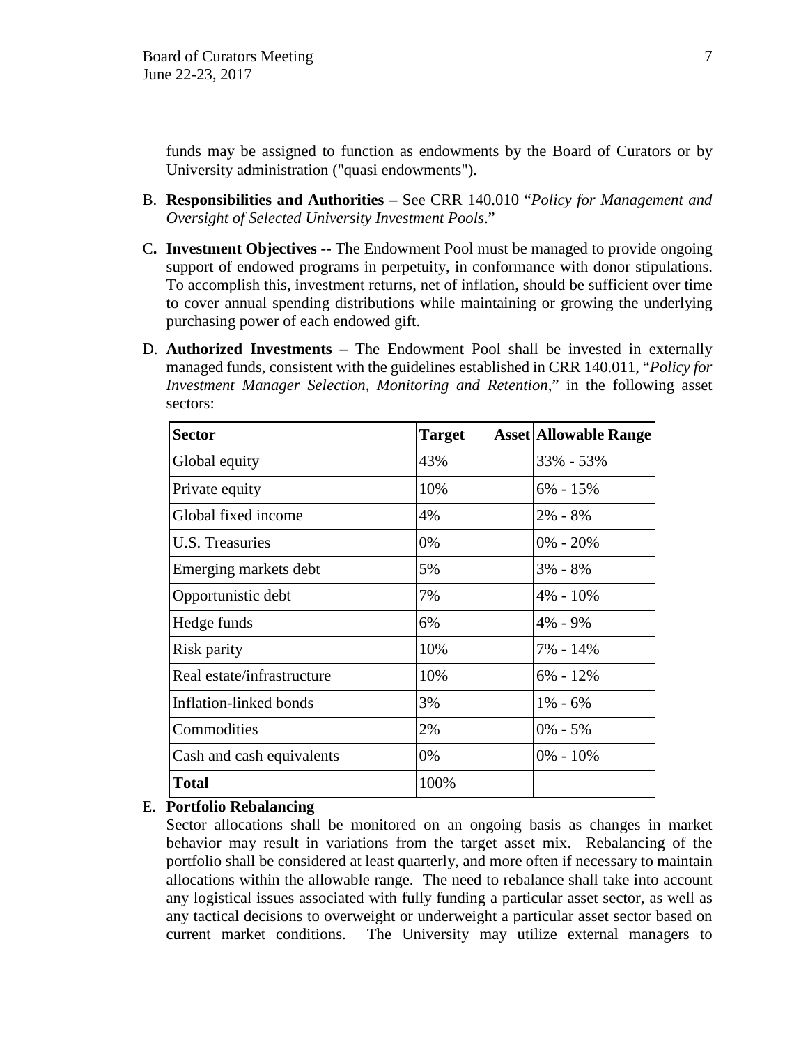funds may be assigned to function as endowments by the Board of Curators or by University administration ("quasi endowments").

B. **Responsibilities and Authorities –** See CRR 140.010 "*Policy for Management and Oversight of Selected University Investment Pools*."

C**.** **Investment Objectives --** The Endowment Pool must be managed to provide ongoing support of endowed programs in perpetuity, in conformance with donor stipulations. To accomplish this, investment returns, net of inflation, should be sufficient over time to cover annual spending distributions while maintaining or growing the underlying purchasing power of each endowed gift.

D. **Authorized Investments –** The Endowment Pool shall be invested in externally managed funds, consistent with the guidelines established in CRR 140.011, "*Policy for Investment Manager Selection, Monitoring and Retention*," in the following asset sectors:

| **Sector** | **Target Asset** | **Allowable Range** |
|---|---|---|
| Global equity | 43% | 33% - 53% |
| Private equity | 10% | 6% - 15% |
| Global fixed income | 4% | 2% - 8% |
| U.S. Treasuries | 0% | 0% - 20% |
| Emerging markets debt | 5% | 3% - 8% |
| Opportunistic debt | 7% | 4% - 10% |
| Hedge funds | 6% | 4% - 9% |
| Risk parity | 10% | 7% - 14% |
| Real estate/infrastructure | 10% | 6% - 12% |
| Inflation-linked bonds | 3% | 1% - 6% |
| Commodities | 2% | 0% - 5% |
| Cash and cash equivalents | 0% | 0% - 10% |
| **Total** | 100% | |

E**. Portfolio Rebalancing**

Sector allocations shall be monitored on an ongoing basis as changes in market behavior may result in variations from the target asset mix. Rebalancing of the portfolio shall be considered at least quarterly, and more often if necessary to maintain allocations within the allowable range. The need to rebalance shall take into account any logistical issues associated with fully funding a particular asset sector, as well as any tactical decisions to overweight or underweight a particular asset sector based on current market conditions. The University may utilize external managers to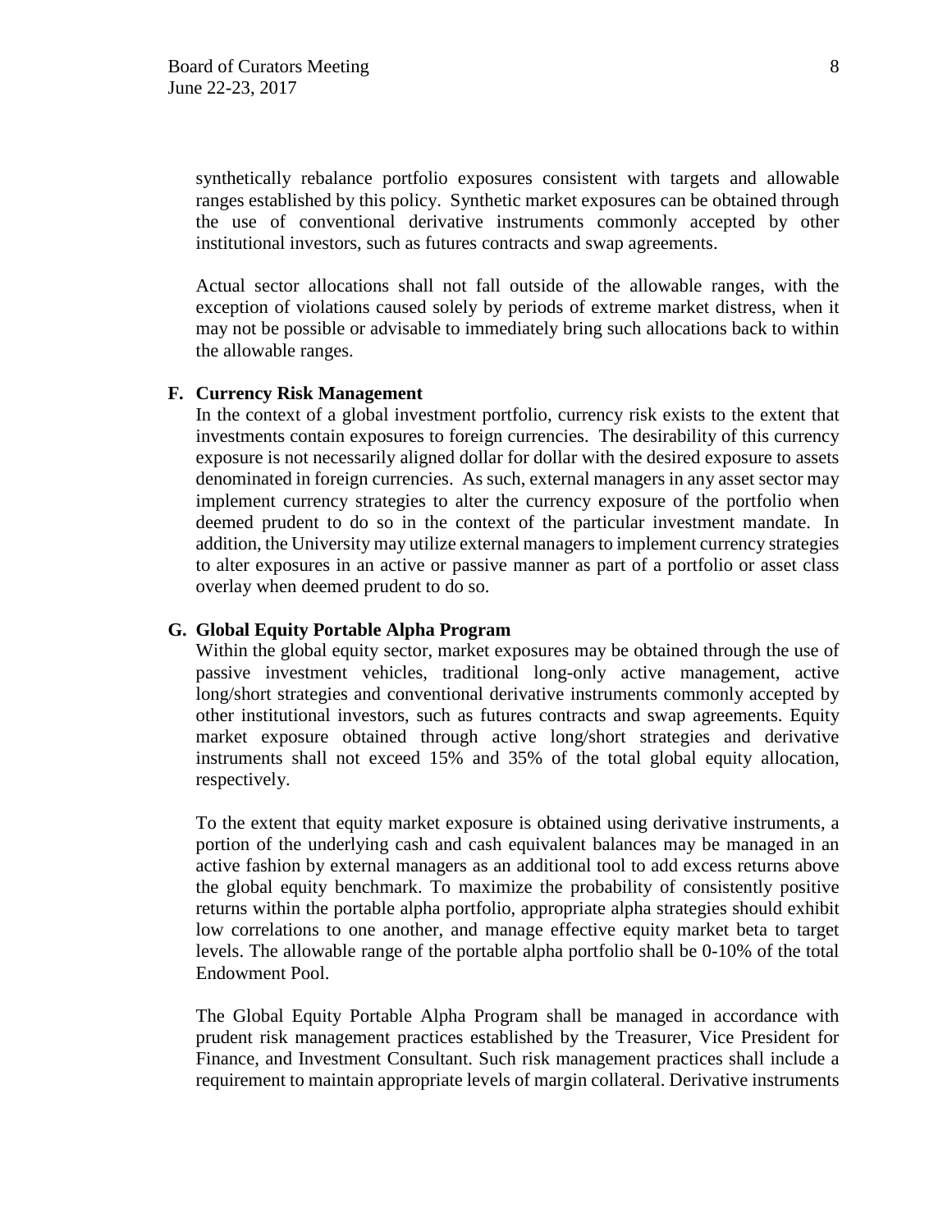synthetically rebalance portfolio exposures consistent with targets and allowable ranges established by this policy. Synthetic market exposures can be obtained through the use of conventional derivative instruments commonly accepted by other institutional investors, such as futures contracts and swap agreements.

Actual sector allocations shall not fall outside of the allowable ranges, with the exception of violations caused solely by periods of extreme market distress, when it may not be possible or advisable to immediately bring such allocations back to within the allowable ranges.

**F. Currency Risk Management**

In the context of a global investment portfolio, currency risk exists to the extent that investments contain exposures to foreign currencies. The desirability of this currency exposure is not necessarily aligned dollar for dollar with the desired exposure to assets denominated in foreign currencies. As such, external managers in any asset sector may implement currency strategies to alter the currency exposure of the portfolio when deemed prudent to do so in the context of the particular investment mandate. In addition, the University may utilize external managers to implement currency strategies to alter exposures in an active or passive manner as part of a portfolio or asset class overlay when deemed prudent to do so.

**G. Global Equity Portable Alpha Program**

Within the global equity sector, market exposures may be obtained through the use of passive investment vehicles, traditional long-only active management, active long/short strategies and conventional derivative instruments commonly accepted by other institutional investors, such as futures contracts and swap agreements. Equity market exposure obtained through active long/short strategies and derivative instruments shall not exceed 15% and 35% of the total global equity allocation, respectively.

To the extent that equity market exposure is obtained using derivative instruments, a portion of the underlying cash and cash equivalent balances may be managed in an active fashion by external managers as an additional tool to add excess returns above the global equity benchmark. To maximize the probability of consistently positive returns within the portable alpha portfolio, appropriate alpha strategies should exhibit low correlations to one another, and manage effective equity market beta to target levels. The allowable range of the portable alpha portfolio shall be 0-10% of the total Endowment Pool.

The Global Equity Portable Alpha Program shall be managed in accordance with prudent risk management practices established by the Treasurer, Vice President for Finance, and Investment Consultant. Such risk management practices shall include a requirement to maintain appropriate levels of margin collateral. Derivative instruments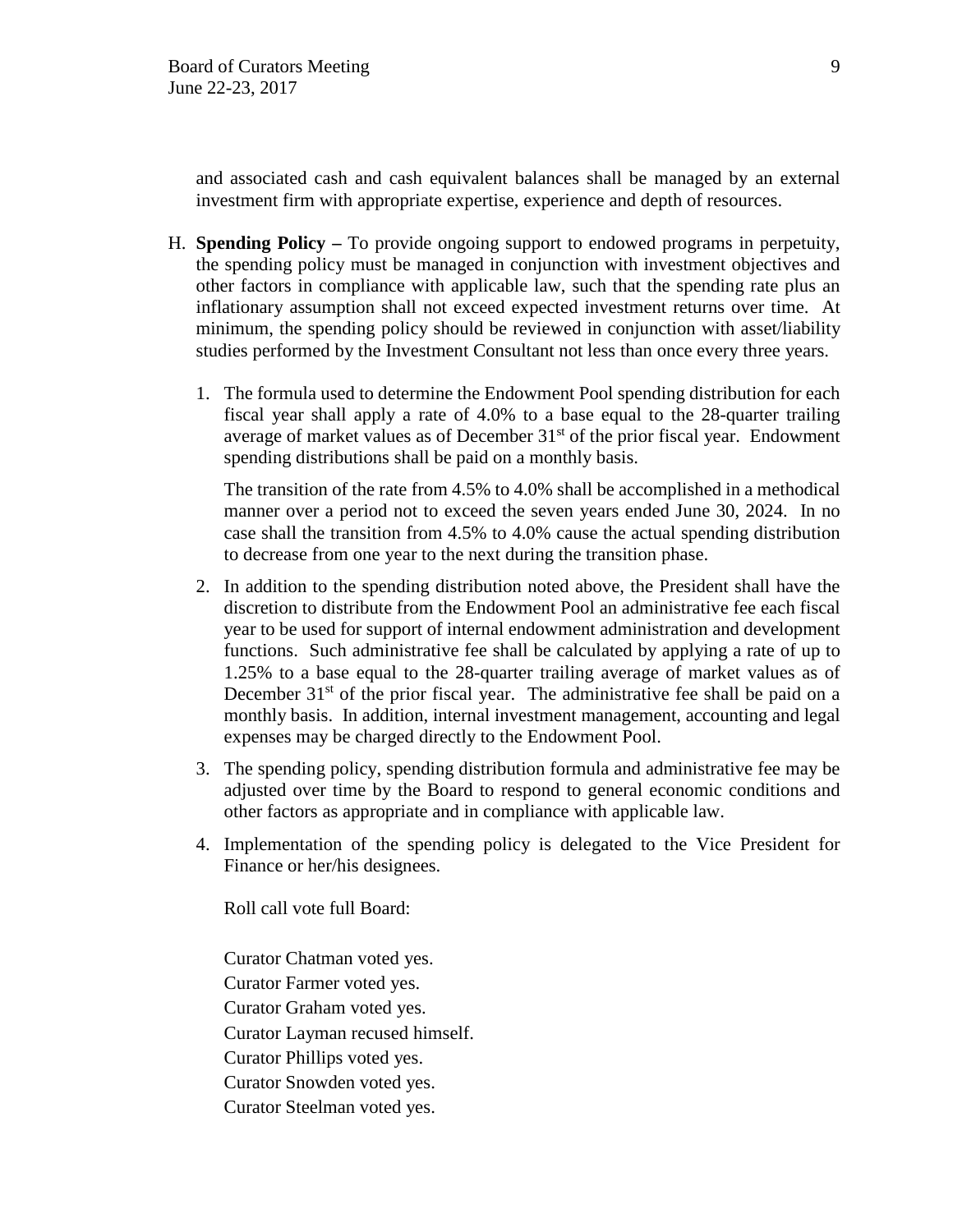and associated cash and cash equivalent balances shall be managed by an external investment firm with appropriate expertise, experience and depth of resources.

H. **Spending Policy –** To provide ongoing support to endowed programs in perpetuity, the spending policy must be managed in conjunction with investment objectives and other factors in compliance with applicable law, such that the spending rate plus an inflationary assumption shall not exceed expected investment returns over time. At minimum, the spending policy should be reviewed in conjunction with asset/liability studies performed by the Investment Consultant not less than once every three years.

   1. The formula used to determine the Endowment Pool spending distribution for each fiscal year shall apply a rate of 4.0% to a base equal to the 28-quarter trailing average of market values as of December 31st of the prior fiscal year. Endowment spending distributions shall be paid on a monthly basis.

      The transition of the rate from 4.5% to 4.0% shall be accomplished in a methodical manner over a period not to exceed the seven years ended June 30, 2024. In no case shall the transition from 4.5% to 4.0% cause the actual spending distribution to decrease from one year to the next during the transition phase.

   2. In addition to the spending distribution noted above, the President shall have the discretion to distribute from the Endowment Pool an administrative fee each fiscal year to be used for support of internal endowment administration and development functions. Such administrative fee shall be calculated by applying a rate of up to 1.25% to a base equal to the 28-quarter trailing average of market values as of December 31st of the prior fiscal year. The administrative fee shall be paid on a monthly basis. In addition, internal investment management, accounting and legal expenses may be charged directly to the Endowment Pool.

   3. The spending policy, spending distribution formula and administrative fee may be adjusted over time by the Board to respond to general economic conditions and other factors as appropriate and in compliance with applicable law.

   4. Implementation of the spending policy is delegated to the Vice President for Finance or her/his designees.

      Roll call vote full Board:

      Curator Chatman voted yes.
      Curator Farmer voted yes.
      Curator Graham voted yes.
      Curator Layman recused himself.
      Curator Phillips voted yes.
      Curator Snowden voted yes.
      Curator Steelman voted yes.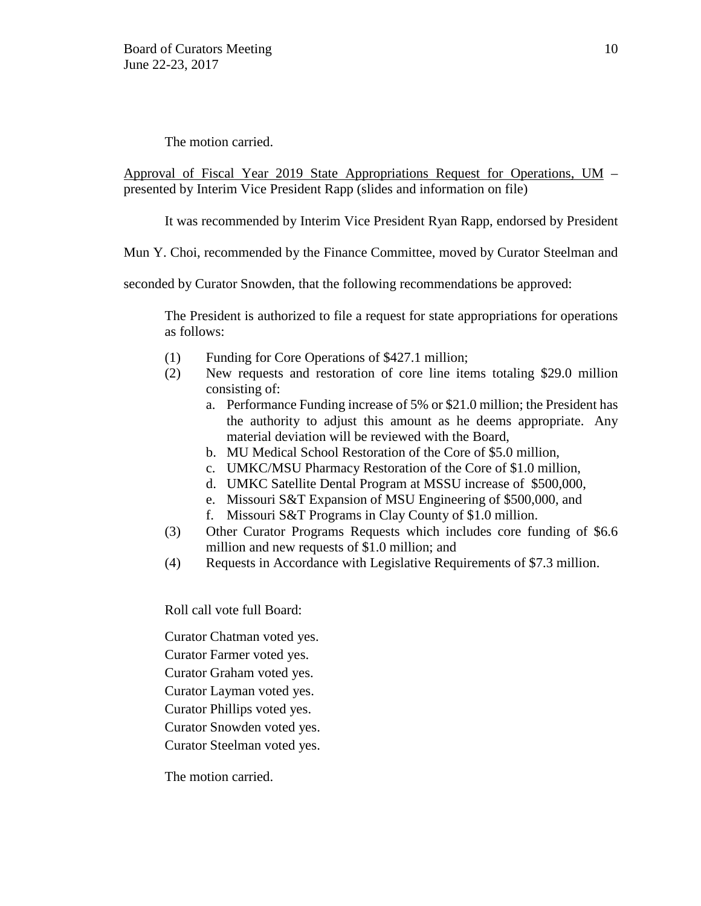The motion carried.

<u>Approval of Fiscal Year 2019 State Appropriations Request for Operations, UM</u> – presented by Interim Vice President Rapp (slides and information on file)

It was recommended by Interim Vice President Ryan Rapp, endorsed by President Mun Y. Choi, recommended by the Finance Committee, moved by Curator Steelman and seconded by Curator Snowden, that the following recommendations be approved:

> The President is authorized to file a request for state appropriations for operations as follows:
>
> (1) Funding for Core Operations of $427.1 million;
>
> (2) New requests and restoration of core line items totaling $29.0 million consisting of:
>
> a. Performance Funding increase of 5% or $21.0 million; the President has the authority to adjust this amount as he deems appropriate. Any material deviation will be reviewed with the Board,
>
> b. MU Medical School Restoration of the Core of $5.0 million,
>
> c. UMKC/MSU Pharmacy Restoration of the Core of $1.0 million,
>
> d. UMKC Satellite Dental Program at MSSU increase of $500,000,
>
> e. Missouri S&T Expansion of MSU Engineering of $500,000, and
>
> f. Missouri S&T Programs in Clay County of $1.0 million.
>
> (3) Other Curator Programs Requests which includes core funding of $6.6 million and new requests of $1.0 million; and
>
> (4) Requests in Accordance with Legislative Requirements of $7.3 million.

Roll call vote full Board:

Curator Chatman voted yes.  
Curator Farmer voted yes.  
Curator Graham voted yes.  
Curator Layman voted yes.  
Curator Phillips voted yes.  
Curator Snowden voted yes.  
Curator Steelman voted yes.

The motion carried.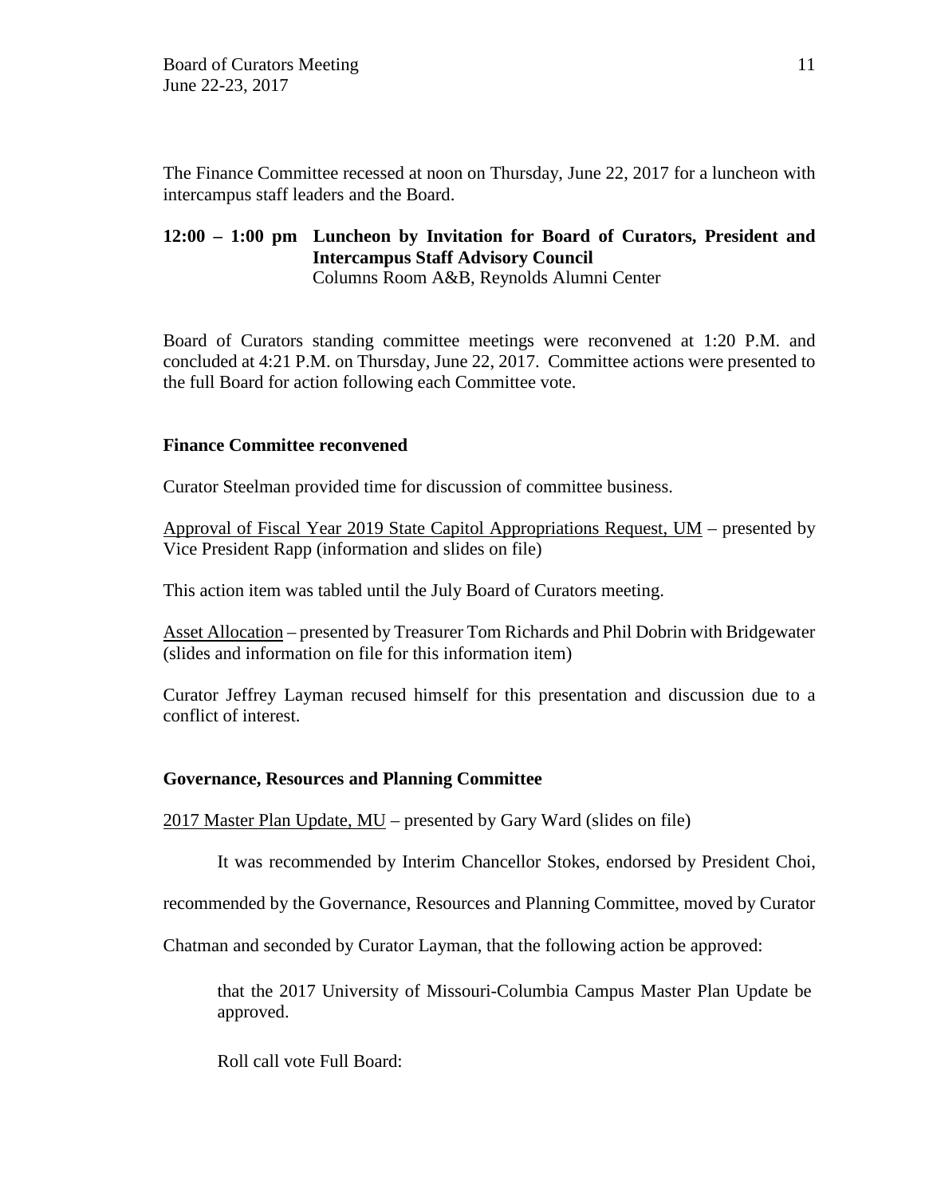The Finance Committee recessed at noon on Thursday, June 22, 2017 for a luncheon with intercampus staff leaders and the Board.

**12:00 – 1:00 pm Luncheon by Invitation for Board of Curators, President and Intercampus Staff Advisory Council**
Columns Room A&B, Reynolds Alumni Center

Board of Curators standing committee meetings were reconvened at 1:20 P.M. and concluded at 4:21 P.M. on Thursday, June 22, 2017. Committee actions were presented to the full Board for action following each Committee vote.

**Finance Committee reconvened**

Curator Steelman provided time for discussion of committee business.

<u>Approval of Fiscal Year 2019 State Capitol Appropriations Request, UM</u> – presented by Vice President Rapp (information and slides on file)

This action item was tabled until the July Board of Curators meeting.

<u>Asset Allocation</u> – presented by Treasurer Tom Richards and Phil Dobrin with Bridgewater (slides and information on file for this information item)

Curator Jeffrey Layman recused himself for this presentation and discussion due to a conflict of interest.

**Governance, Resources and Planning Committee**

<u>2017 Master Plan Update, MU</u> – presented by Gary Ward (slides on file)

It was recommended by Interim Chancellor Stokes, endorsed by President Choi, recommended by the Governance, Resources and Planning Committee, moved by Curator Chatman and seconded by Curator Layman, that the following action be approved:

> that the 2017 University of Missouri-Columbia Campus Master Plan Update be approved.

Roll call vote Full Board: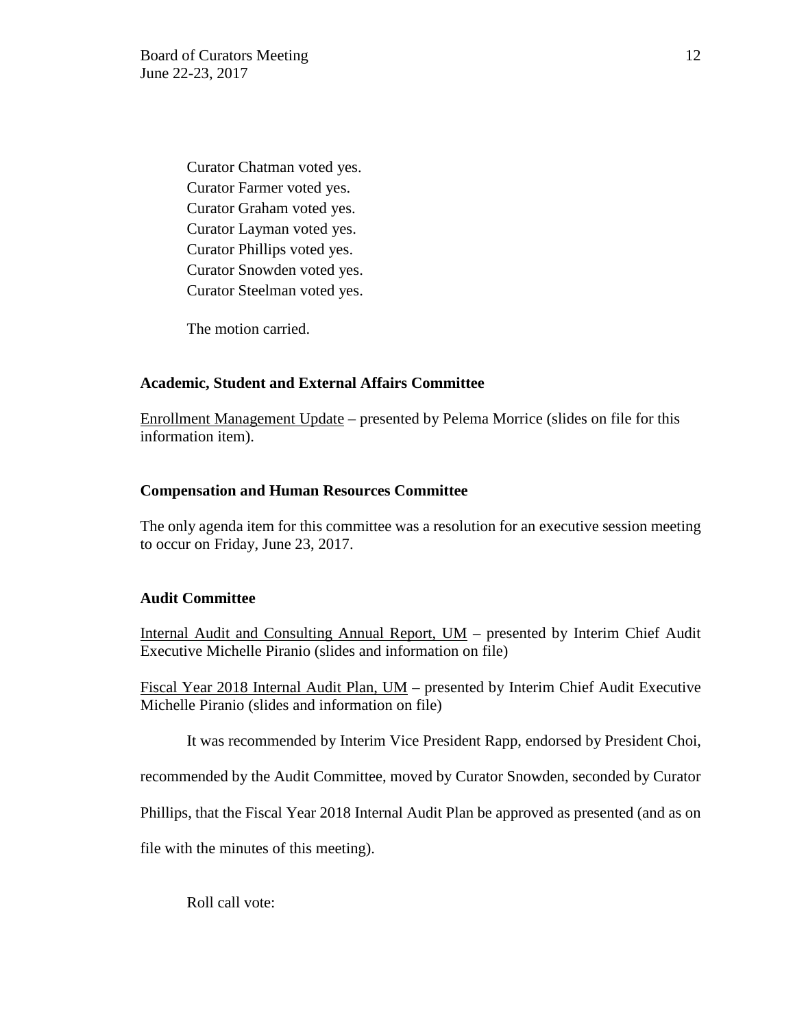Curator Chatman voted yes.
Curator Farmer voted yes.
Curator Graham voted yes.
Curator Layman voted yes.
Curator Phillips voted yes.
Curator Snowden voted yes.
Curator Steelman voted yes.

The motion carried.

**Academic, Student and External Affairs Committee**

Enrollment Management Update – presented by Pelema Morrice (slides on file for this information item).

**Compensation and Human Resources Committee**

The only agenda item for this committee was a resolution for an executive session meeting to occur on Friday, June 23, 2017.

**Audit Committee**

Internal Audit and Consulting Annual Report, UM – presented by Interim Chief Audit Executive Michelle Piranio (slides and information on file)

Fiscal Year 2018 Internal Audit Plan, UM – presented by Interim Chief Audit Executive Michelle Piranio (slides and information on file)

It was recommended by Interim Vice President Rapp, endorsed by President Choi, recommended by the Audit Committee, moved by Curator Snowden, seconded by Curator Phillips, that the Fiscal Year 2018 Internal Audit Plan be approved as presented (and as on file with the minutes of this meeting).

Roll call vote: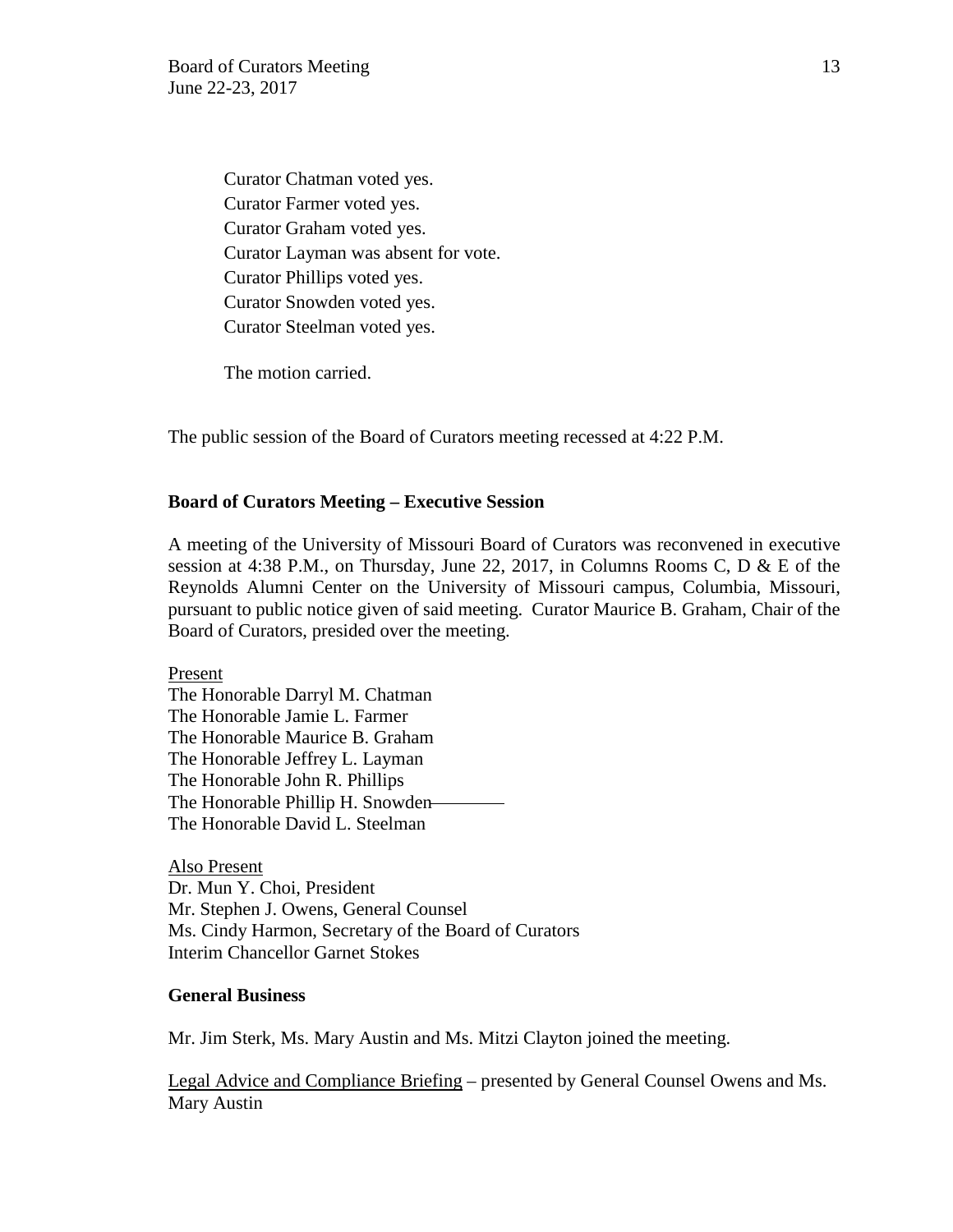Curator Chatman voted yes.
Curator Farmer voted yes.
Curator Graham voted yes.
Curator Layman was absent for vote.
Curator Phillips voted yes.
Curator Snowden voted yes.
Curator Steelman voted yes.

The motion carried.

The public session of the Board of Curators meeting recessed at 4:22 P.M.

**Board of Curators Meeting – Executive Session**

A meeting of the University of Missouri Board of Curators was reconvened in executive session at 4:38 P.M., on Thursday, June 22, 2017, in Columns Rooms C, D & E of the Reynolds Alumni Center on the University of Missouri campus, Columbia, Missouri, pursuant to public notice given of said meeting. Curator Maurice B. Graham, Chair of the Board of Curators, presided over the meeting.

Present
The Honorable Darryl M. Chatman
The Honorable Jamie L. Farmer
The Honorable Maurice B. Graham
The Honorable Jeffrey L. Layman
The Honorable John R. Phillips
The Honorable Phillip H. Snowden
The Honorable David L. Steelman

Also Present
Dr. Mun Y. Choi, President
Mr. Stephen J. Owens, General Counsel
Ms. Cindy Harmon, Secretary of the Board of Curators
Interim Chancellor Garnet Stokes

**General Business**

Mr. Jim Sterk, Ms. Mary Austin and Ms. Mitzi Clayton joined the meeting.

Legal Advice and Compliance Briefing – presented by General Counsel Owens and Ms. Mary Austin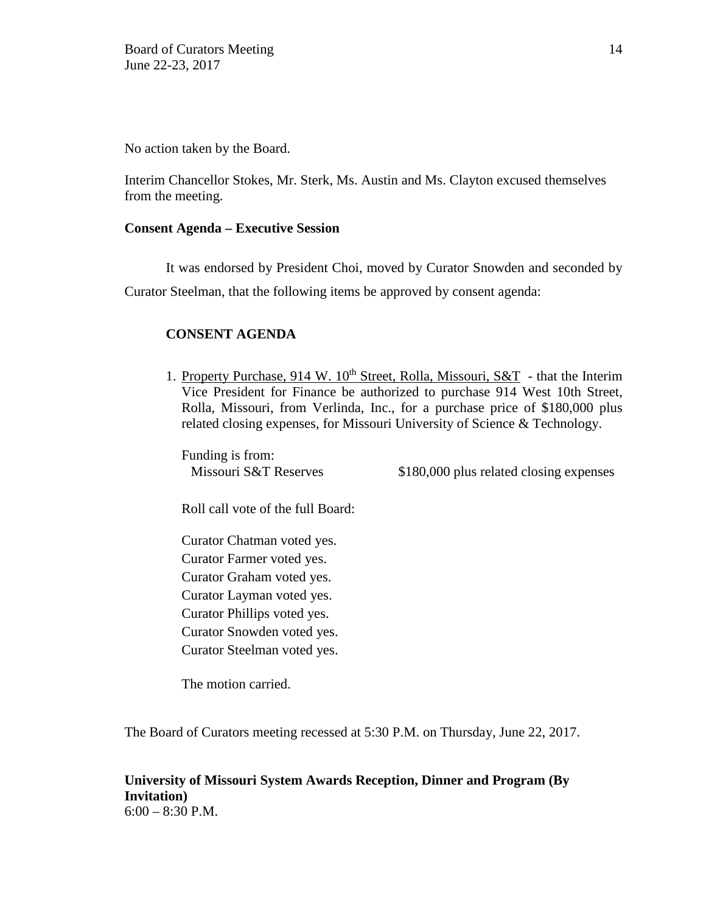No action taken by the Board.

Interim Chancellor Stokes, Mr. Sterk, Ms. Austin and Ms. Clayton excused themselves from the meeting.

**Consent Agenda – Executive Session**

It was endorsed by President Choi, moved by Curator Snowden and seconded by Curator Steelman, that the following items be approved by consent agenda:

**CONSENT AGENDA**

1. Property Purchase, 914 W. 10th Street, Rolla, Missouri, S&T - that the Interim Vice President for Finance be authorized to purchase 914 West 10th Street, Rolla, Missouri, from Verlinda, Inc., for a purchase price of $180,000 plus related closing expenses, for Missouri University of Science & Technology.

   Funding is from:
   Missouri S&T Reserves $180,000 plus related closing expenses

   Roll call vote of the full Board:

   Curator Chatman voted yes.
   Curator Farmer voted yes.
   Curator Graham voted yes.
   Curator Layman voted yes.
   Curator Phillips voted yes.
   Curator Snowden voted yes.
   Curator Steelman voted yes.

   The motion carried.

The Board of Curators meeting recessed at 5:30 P.M. on Thursday, June 22, 2017.

**University of Missouri System Awards Reception, Dinner and Program (By Invitation)**
6:00 – 8:30 P.M.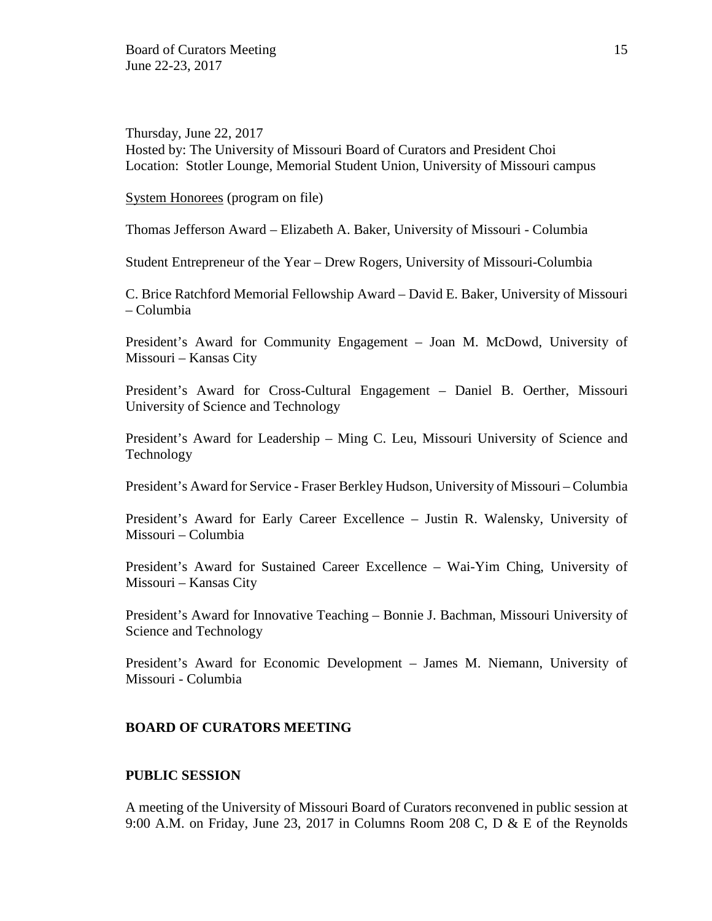Thursday, June 22, 2017
Hosted by: The University of Missouri Board of Curators and President Choi
Location: Stotler Lounge, Memorial Student Union, University of Missouri campus

System Honorees (program on file)

Thomas Jefferson Award – Elizabeth A. Baker, University of Missouri - Columbia

Student Entrepreneur of the Year – Drew Rogers, University of Missouri-Columbia

C. Brice Ratchford Memorial Fellowship Award – David E. Baker, University of Missouri – Columbia

President's Award for Community Engagement – Joan M. McDowd, University of Missouri – Kansas City

President's Award for Cross-Cultural Engagement – Daniel B. Oerther, Missouri University of Science and Technology

President's Award for Leadership – Ming C. Leu, Missouri University of Science and Technology

President's Award for Service - Fraser Berkley Hudson, University of Missouri – Columbia

President's Award for Early Career Excellence – Justin R. Walensky, University of Missouri – Columbia

President's Award for Sustained Career Excellence – Wai-Yim Ching, University of Missouri – Kansas City

President's Award for Innovative Teaching – Bonnie J. Bachman, Missouri University of Science and Technology

President's Award for Economic Development – James M. Niemann, University of Missouri - Columbia

**BOARD OF CURATORS MEETING**

**PUBLIC SESSION**

A meeting of the University of Missouri Board of Curators reconvened in public session at 9:00 A.M. on Friday, June 23, 2017 in Columns Room 208 C, D & E of the Reynolds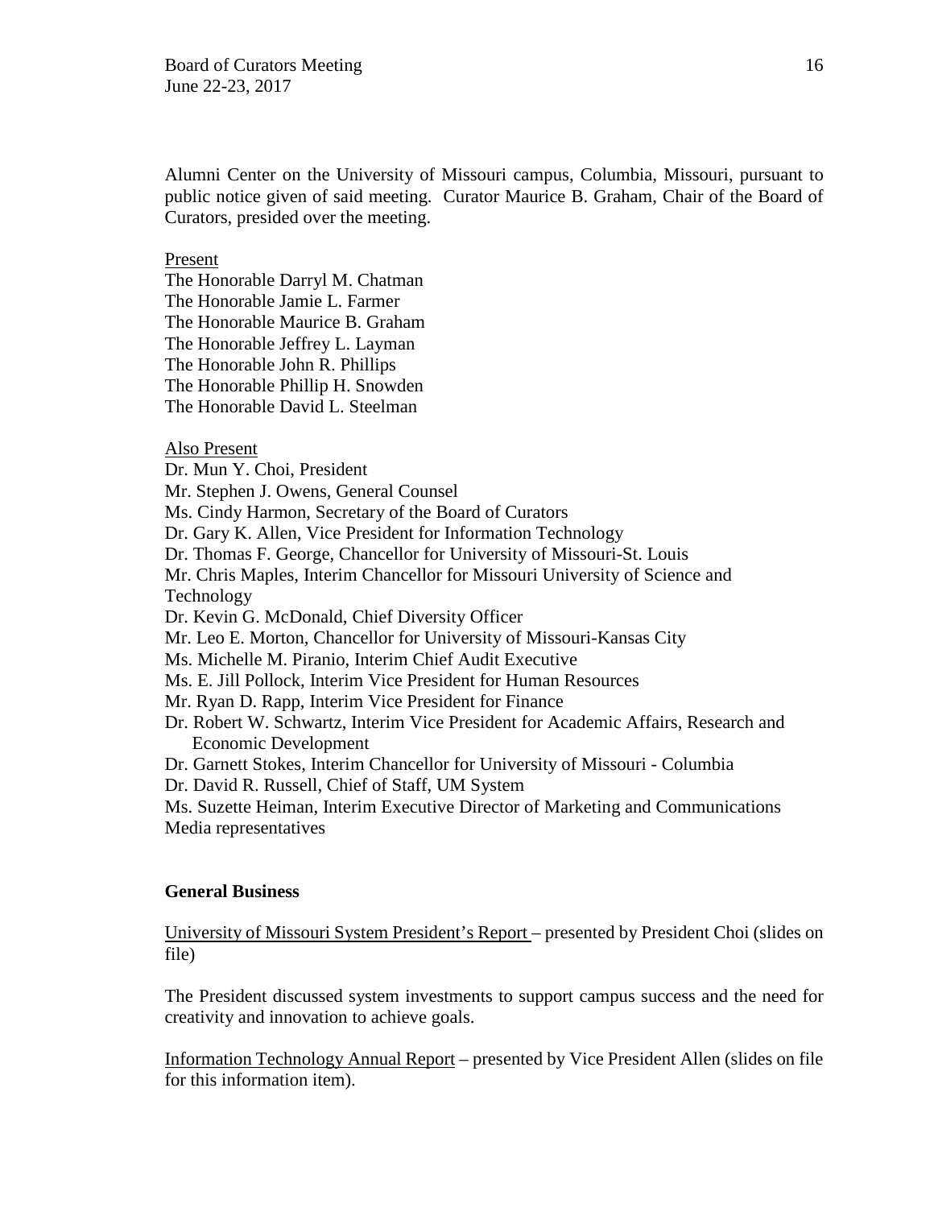Alumni Center on the University of Missouri campus, Columbia, Missouri, pursuant to public notice given of said meeting. Curator Maurice B. Graham, Chair of the Board of Curators, presided over the meeting.

<u>Present</u>

The Honorable Darryl M. Chatman
The Honorable Jamie L. Farmer
The Honorable Maurice B. Graham
The Honorable Jeffrey L. Layman
The Honorable John R. Phillips
The Honorable Phillip H. Snowden
The Honorable David L. Steelman

<u>Also Present</u>

Dr. Mun Y. Choi, President
Mr. Stephen J. Owens, General Counsel
Ms. Cindy Harmon, Secretary of the Board of Curators
Dr. Gary K. Allen, Vice President for Information Technology
Dr. Thomas F. George, Chancellor for University of Missouri-St. Louis
Mr. Chris Maples, Interim Chancellor for Missouri University of Science and Technology
Dr. Kevin G. McDonald, Chief Diversity Officer
Mr. Leo E. Morton, Chancellor for University of Missouri-Kansas City
Ms. Michelle M. Piranio, Interim Chief Audit Executive
Ms. E. Jill Pollock, Interim Vice President for Human Resources
Mr. Ryan D. Rapp, Interim Vice President for Finance
Dr. Robert W. Schwartz, Interim Vice President for Academic Affairs, Research and Economic Development
Dr. Garnett Stokes, Interim Chancellor for University of Missouri - Columbia
Dr. David R. Russell, Chief of Staff, UM System
Ms. Suzette Heiman, Interim Executive Director of Marketing and Communications
Media representatives

## General Business

<u>University of Missouri System President's Report</u> – presented by President Choi (slides on file)

The President discussed system investments to support campus success and the need for creativity and innovation to achieve goals.

<u>Information Technology Annual Report</u> – presented by Vice President Allen (slides on file for this information item).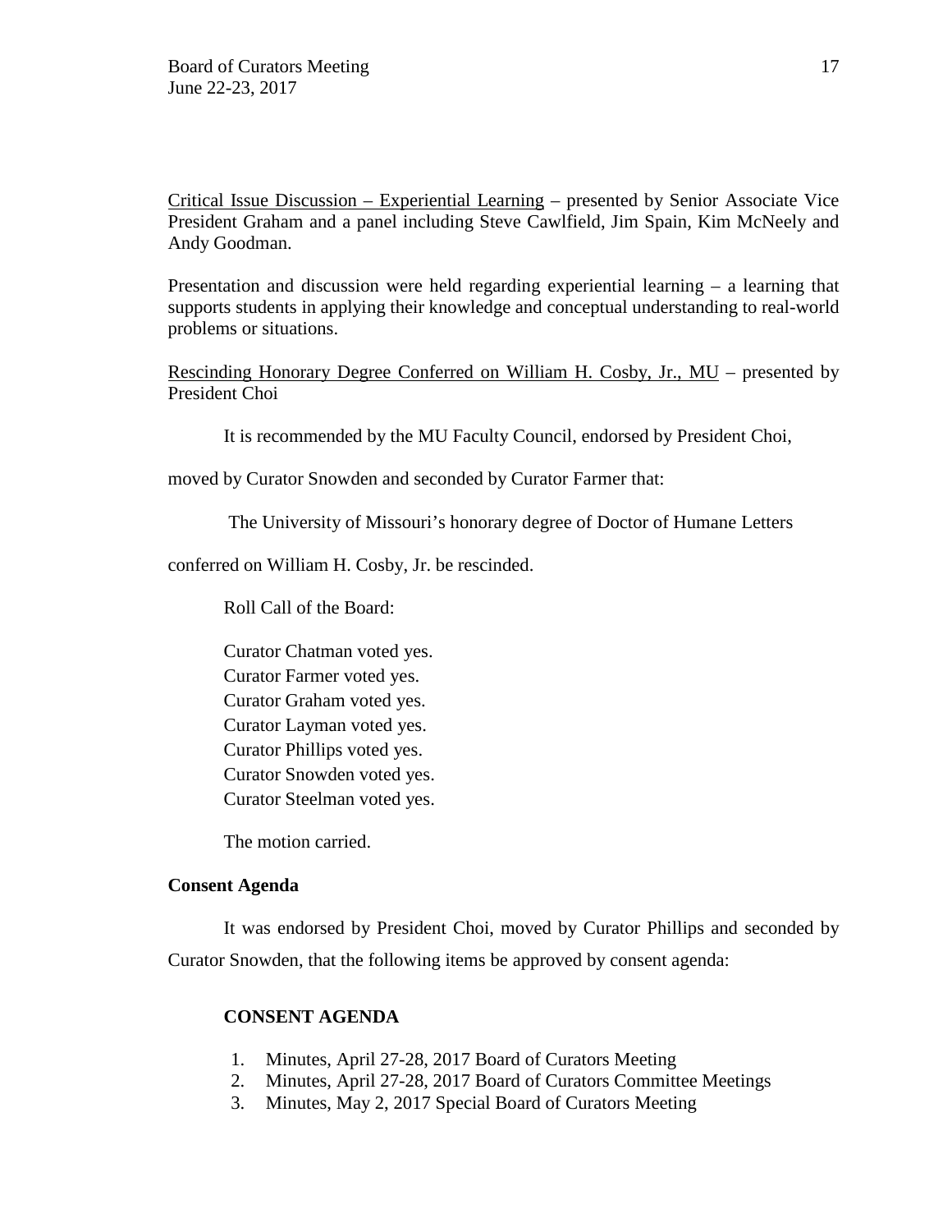Critical Issue Discussion – Experiential Learning – presented by Senior Associate Vice President Graham and a panel including Steve Cawlfield, Jim Spain, Kim McNeely and Andy Goodman.

Presentation and discussion were held regarding experiential learning – a learning that supports students in applying their knowledge and conceptual understanding to real-world problems or situations.

Rescinding Honorary Degree Conferred on William H. Cosby, Jr., MU – presented by President Choi

It is recommended by the MU Faculty Council, endorsed by President Choi, moved by Curator Snowden and seconded by Curator Farmer that:

The University of Missouri's honorary degree of Doctor of Humane Letters conferred on William H. Cosby, Jr. be rescinded.

Roll Call of the Board:

Curator Chatman voted yes.
Curator Farmer voted yes.
Curator Graham voted yes.
Curator Layman voted yes.
Curator Phillips voted yes.
Curator Snowden voted yes.
Curator Steelman voted yes.

The motion carried.

**Consent Agenda**

It was endorsed by President Choi, moved by Curator Phillips and seconded by Curator Snowden, that the following items be approved by consent agenda:

**CONSENT AGENDA**

1. Minutes, April 27-28, 2017 Board of Curators Meeting
2. Minutes, April 27-28, 2017 Board of Curators Committee Meetings
3. Minutes, May 2, 2017 Special Board of Curators Meeting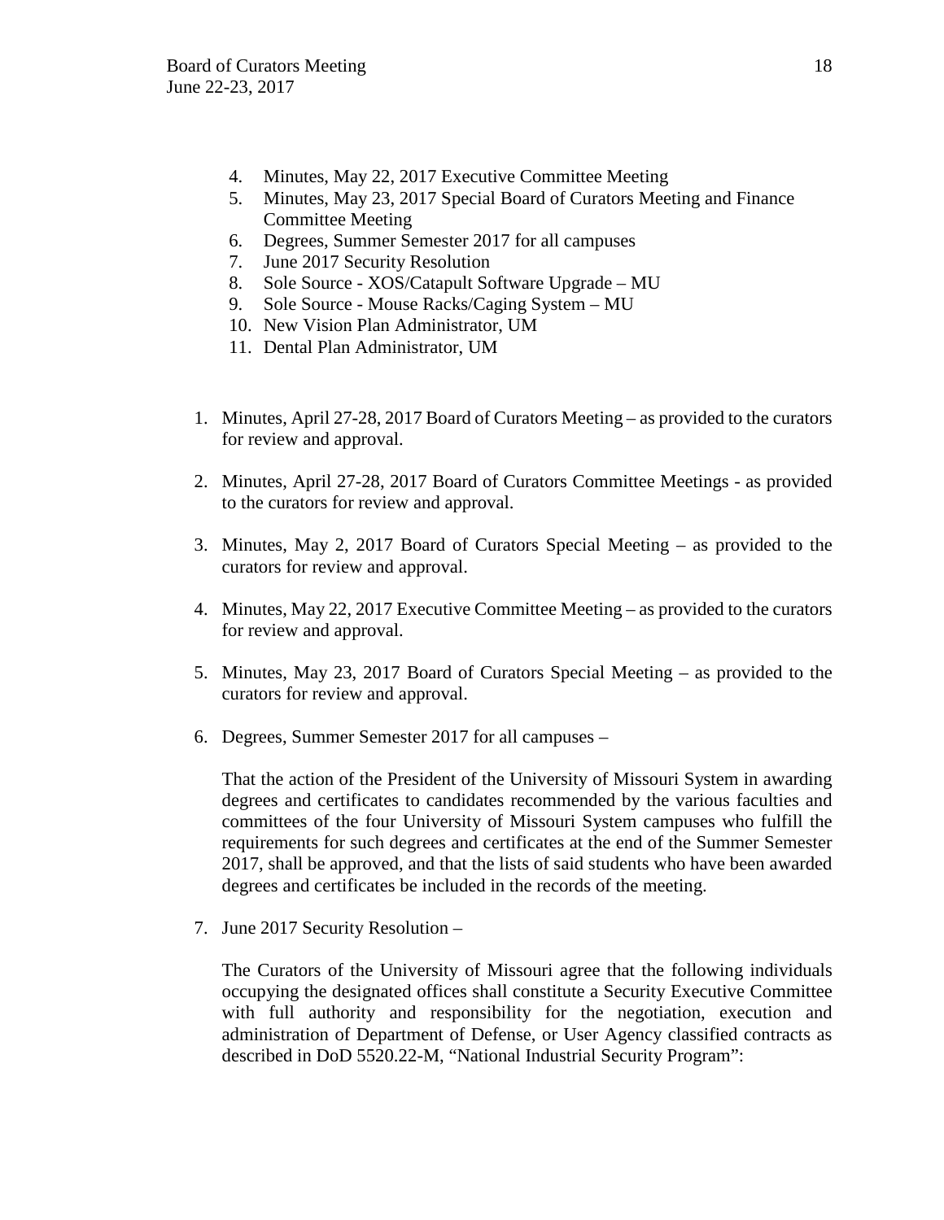4. Minutes, May 22, 2017 Executive Committee Meeting
5. Minutes, May 23, 2017 Special Board of Curators Meeting and Finance Committee Meeting
6. Degrees, Summer Semester 2017 for all campuses
7. June 2017 Security Resolution
8. Sole Source - XOS/Catapult Software Upgrade – MU
9. Sole Source - Mouse Racks/Caging System – MU
10. New Vision Plan Administrator, UM
11. Dental Plan Administrator, UM

1. Minutes, April 27-28, 2017 Board of Curators Meeting – as provided to the curators for review and approval.

2. Minutes, April 27-28, 2017 Board of Curators Committee Meetings - as provided to the curators for review and approval.

3. Minutes, May 2, 2017 Board of Curators Special Meeting – as provided to the curators for review and approval.

4. Minutes, May 22, 2017 Executive Committee Meeting – as provided to the curators for review and approval.

5. Minutes, May 23, 2017 Board of Curators Special Meeting – as provided to the curators for review and approval.

6. Degrees, Summer Semester 2017 for all campuses –

   That the action of the President of the University of Missouri System in awarding degrees and certificates to candidates recommended by the various faculties and committees of the four University of Missouri System campuses who fulfill the requirements for such degrees and certificates at the end of the Summer Semester 2017, shall be approved, and that the lists of said students who have been awarded degrees and certificates be included in the records of the meeting.

7. June 2017 Security Resolution –

   The Curators of the University of Missouri agree that the following individuals occupying the designated offices shall constitute a Security Executive Committee with full authority and responsibility for the negotiation, execution and administration of Department of Defense, or User Agency classified contracts as described in DoD 5520.22-M, "National Industrial Security Program":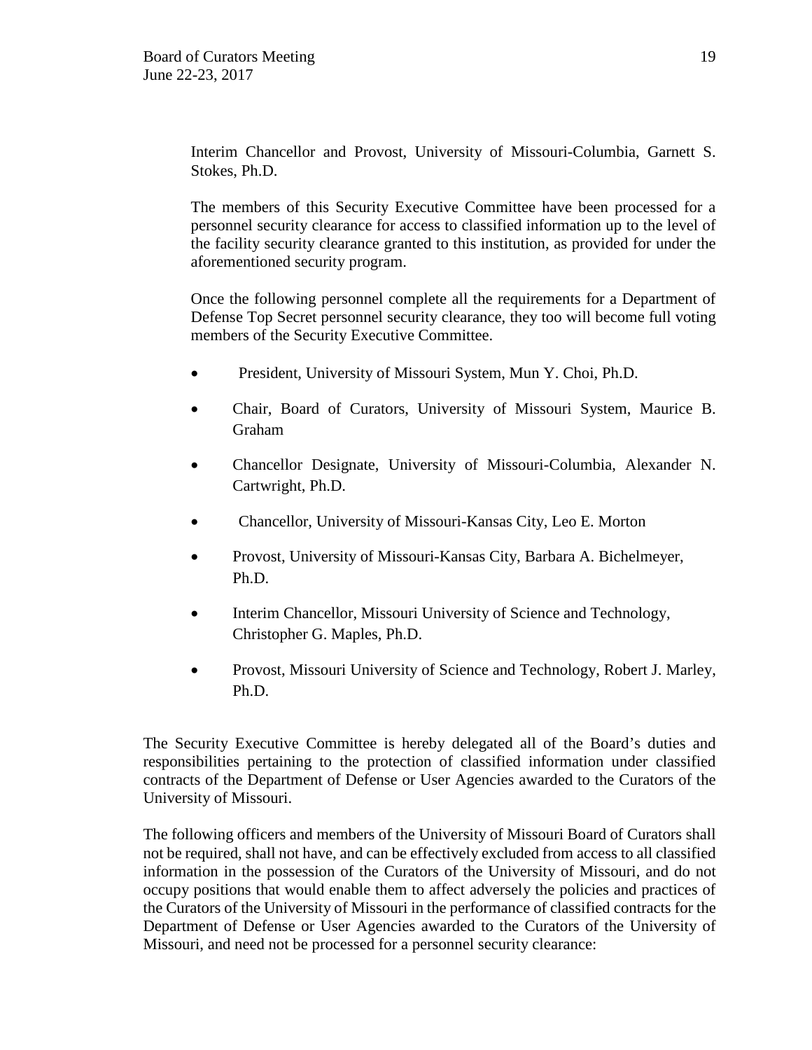Interim Chancellor and Provost, University of Missouri-Columbia, Garnett S. Stokes, Ph.D.

The members of this Security Executive Committee have been processed for a personnel security clearance for access to classified information up to the level of the facility security clearance granted to this institution, as provided for under the aforementioned security program.

Once the following personnel complete all the requirements for a Department of Defense Top Secret personnel security clearance, they too will become full voting members of the Security Executive Committee.

- President, University of Missouri System, Mun Y. Choi, Ph.D.
- Chair, Board of Curators, University of Missouri System, Maurice B. Graham
- Chancellor Designate, University of Missouri-Columbia, Alexander N. Cartwright, Ph.D.
- Chancellor, University of Missouri-Kansas City, Leo E. Morton
- Provost, University of Missouri-Kansas City, Barbara A. Bichelmeyer, Ph.D.
- Interim Chancellor, Missouri University of Science and Technology, Christopher G. Maples, Ph.D.
- Provost, Missouri University of Science and Technology, Robert J. Marley, Ph.D.

The Security Executive Committee is hereby delegated all of the Board's duties and responsibilities pertaining to the protection of classified information under classified contracts of the Department of Defense or User Agencies awarded to the Curators of the University of Missouri.

The following officers and members of the University of Missouri Board of Curators shall not be required, shall not have, and can be effectively excluded from access to all classified information in the possession of the Curators of the University of Missouri, and do not occupy positions that would enable them to affect adversely the policies and practices of the Curators of the University of Missouri in the performance of classified contracts for the Department of Defense or User Agencies awarded to the Curators of the University of Missouri, and need not be processed for a personnel security clearance: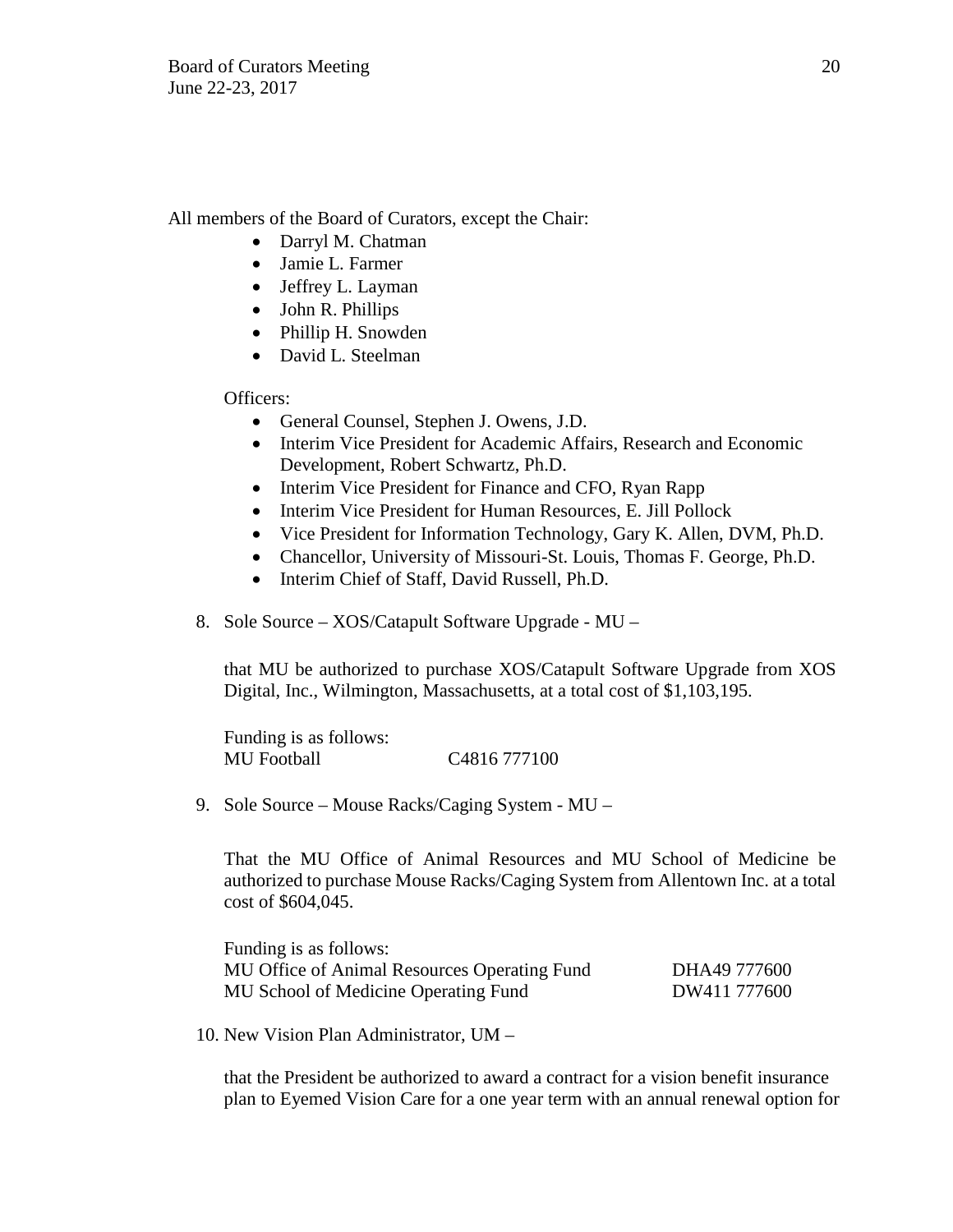All members of the Board of Curators, except the Chair:

- Darryl M. Chatman
- Jamie L. Farmer
- Jeffrey L. Layman
- John R. Phillips
- Phillip H. Snowden
- David L. Steelman

Officers:

- General Counsel, Stephen J. Owens, J.D.
- Interim Vice President for Academic Affairs, Research and Economic Development, Robert Schwartz, Ph.D.
- Interim Vice President for Finance and CFO, Ryan Rapp
- Interim Vice President for Human Resources, E. Jill Pollock
- Vice President for Information Technology, Gary K. Allen, DVM, Ph.D.
- Chancellor, University of Missouri-St. Louis, Thomas F. George, Ph.D.
- Interim Chief of Staff, David Russell, Ph.D.

8. Sole Source – XOS/Catapult Software Upgrade - MU –

   that MU be authorized to purchase XOS/Catapult Software Upgrade from XOS Digital, Inc., Wilmington, Massachusetts, at a total cost of $1,103,195.

   Funding is as follows:
   MU Football C4816 777100

9. Sole Source – Mouse Racks/Caging System - MU –

   That the MU Office of Animal Resources and MU School of Medicine be authorized to purchase Mouse Racks/Caging System from Allentown Inc. at a total cost of $604,045.

   Funding is as follows:

   | | |
   |---|---|
   | MU Office of Animal Resources Operating Fund | DHA49 777600 |
   | MU School of Medicine Operating Fund | DW411 777600 |

10. New Vision Plan Administrator, UM –

    that the President be authorized to award a contract for a vision benefit insurance plan to Eyemed Vision Care for a one year term with an annual renewal option for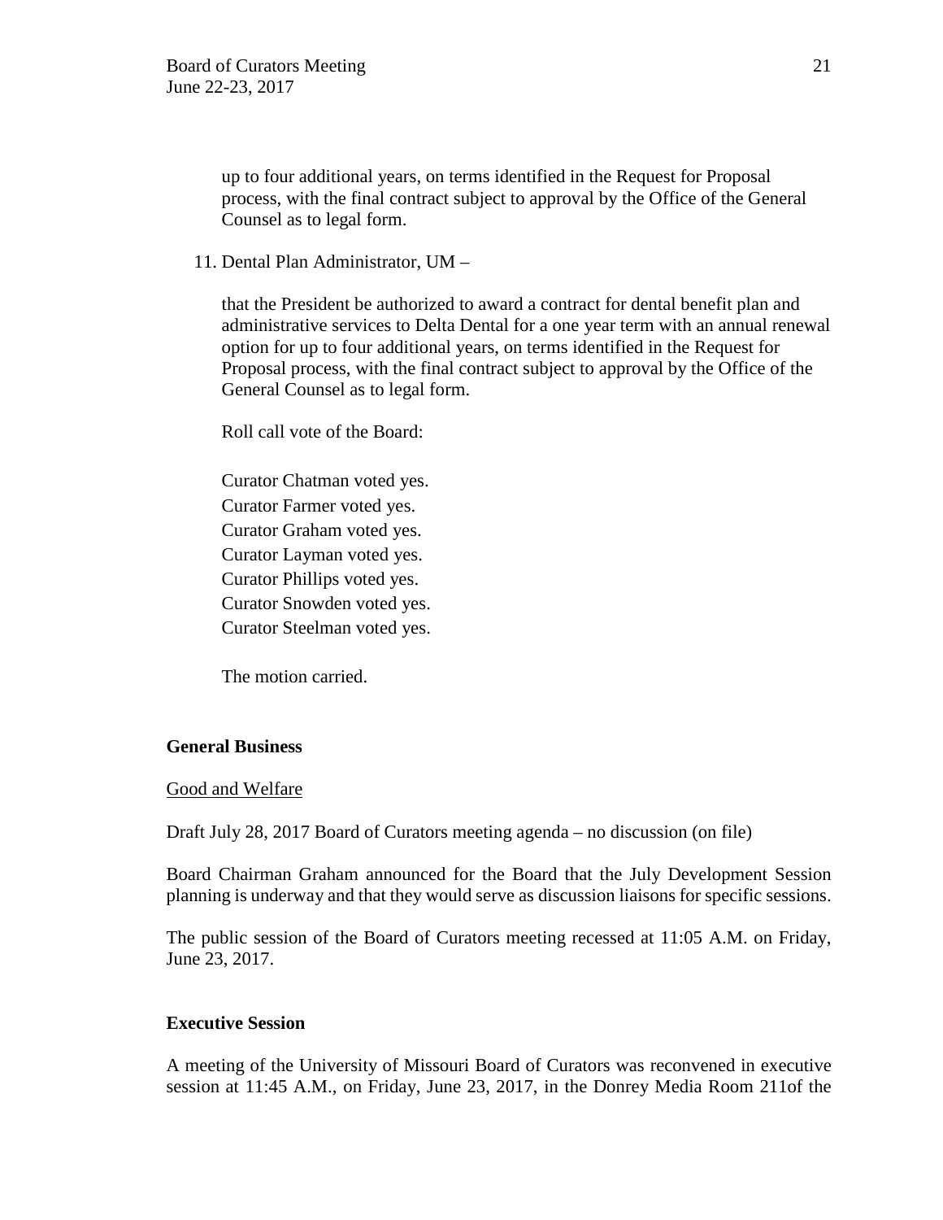up to four additional years, on terms identified in the Request for Proposal process, with the final contract subject to approval by the Office of the General Counsel as to legal form.

11. Dental Plan Administrator, UM –

    that the President be authorized to award a contract for dental benefit plan and administrative services to Delta Dental for a one year term with an annual renewal option for up to four additional years, on terms identified in the Request for Proposal process, with the final contract subject to approval by the Office of the General Counsel as to legal form.

    Roll call vote of the Board:

    Curator Chatman voted yes.
    Curator Farmer voted yes.
    Curator Graham voted yes.
    Curator Layman voted yes.
    Curator Phillips voted yes.
    Curator Snowden voted yes.
    Curator Steelman voted yes.

    The motion carried.

**General Business**

Good and Welfare

Draft July 28, 2017 Board of Curators meeting agenda – no discussion (on file)

Board Chairman Graham announced for the Board that the July Development Session planning is underway and that they would serve as discussion liaisons for specific sessions.

The public session of the Board of Curators meeting recessed at 11:05 A.M. on Friday, June 23, 2017.

**Executive Session**

A meeting of the University of Missouri Board of Curators was reconvened in executive session at 11:45 A.M., on Friday, June 23, 2017, in the Donrey Media Room 211of the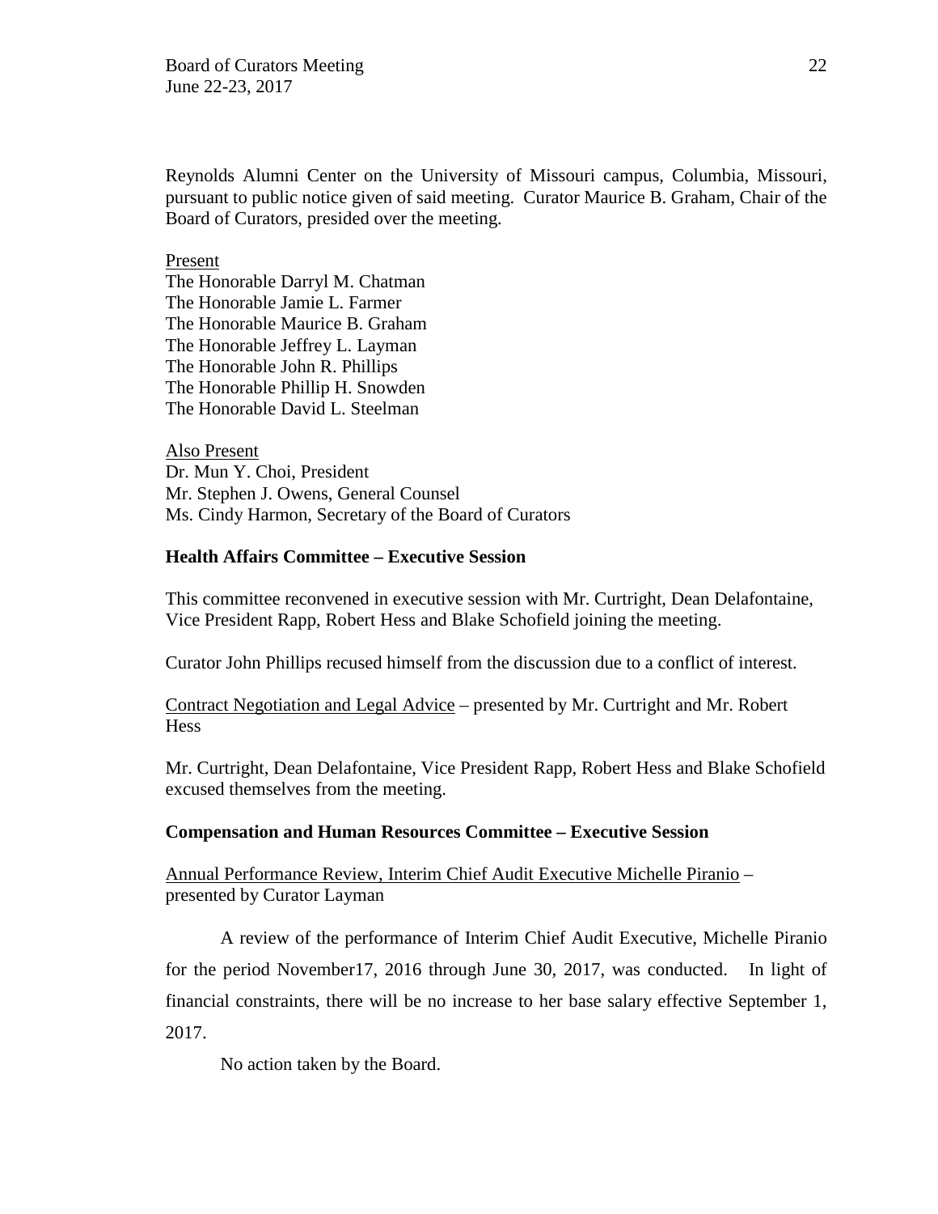Reynolds Alumni Center on the University of Missouri campus, Columbia, Missouri, pursuant to public notice given of said meeting. Curator Maurice B. Graham, Chair of the Board of Curators, presided over the meeting.

Present
The Honorable Darryl M. Chatman
The Honorable Jamie L. Farmer
The Honorable Maurice B. Graham
The Honorable Jeffrey L. Layman
The Honorable John R. Phillips
The Honorable Phillip H. Snowden
The Honorable David L. Steelman

Also Present
Dr. Mun Y. Choi, President
Mr. Stephen J. Owens, General Counsel
Ms. Cindy Harmon, Secretary of the Board of Curators

**Health Affairs Committee – Executive Session**

This committee reconvened in executive session with Mr. Curtright, Dean Delafontaine, Vice President Rapp, Robert Hess and Blake Schofield joining the meeting.

Curator John Phillips recused himself from the discussion due to a conflict of interest.

Contract Negotiation and Legal Advice – presented by Mr. Curtright and Mr. Robert Hess

Mr. Curtright, Dean Delafontaine, Vice President Rapp, Robert Hess and Blake Schofield excused themselves from the meeting.

**Compensation and Human Resources Committee – Executive Session**

Annual Performance Review, Interim Chief Audit Executive Michelle Piranio – presented by Curator Layman

A review of the performance of Interim Chief Audit Executive, Michelle Piranio for the period November17, 2016 through June 30, 2017, was conducted. In light of financial constraints, there will be no increase to her base salary effective September 1, 2017.

No action taken by the Board.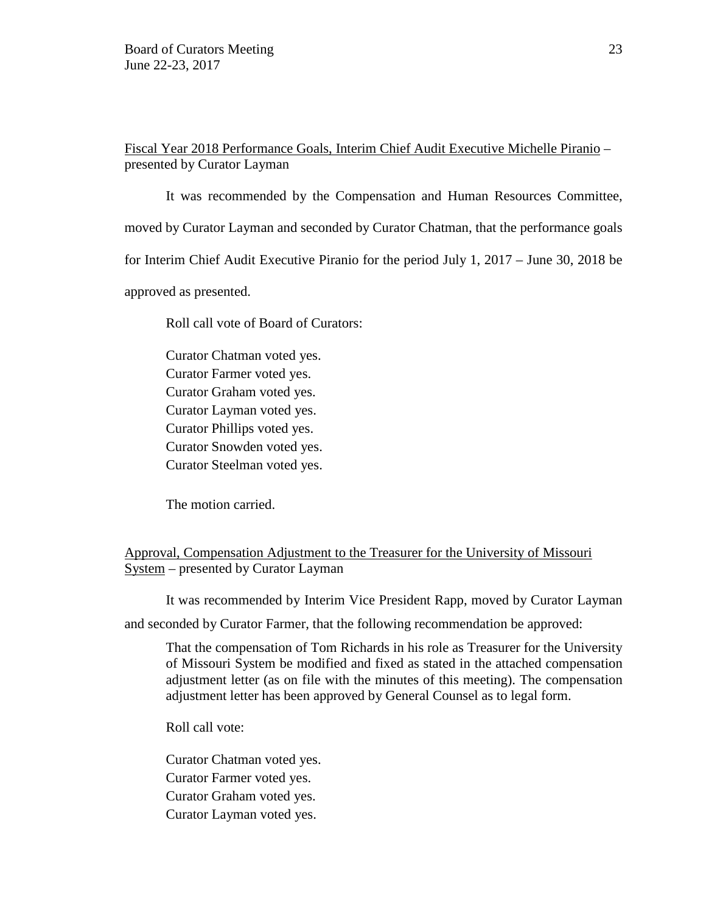<u>Fiscal Year 2018 Performance Goals, Interim Chief Audit Executive Michelle Piranio</u> – presented by Curator Layman

It was recommended by the Compensation and Human Resources Committee, moved by Curator Layman and seconded by Curator Chatman, that the performance goals for Interim Chief Audit Executive Piranio for the period July 1, 2017 – June 30, 2018 be approved as presented.

Roll call vote of Board of Curators:

Curator Chatman voted yes.
Curator Farmer voted yes.
Curator Graham voted yes.
Curator Layman voted yes.
Curator Phillips voted yes.
Curator Snowden voted yes.
Curator Steelman voted yes.

The motion carried.

<u>Approval, Compensation Adjustment to the Treasurer for the University of Missouri System</u> – presented by Curator Layman

It was recommended by Interim Vice President Rapp, moved by Curator Layman and seconded by Curator Farmer, that the following recommendation be approved:

> That the compensation of Tom Richards in his role as Treasurer for the University of Missouri System be modified and fixed as stated in the attached compensation adjustment letter (as on file with the minutes of this meeting). The compensation adjustment letter has been approved by General Counsel as to legal form.

Roll call vote:

Curator Chatman voted yes.
Curator Farmer voted yes.
Curator Graham voted yes.
Curator Layman voted yes.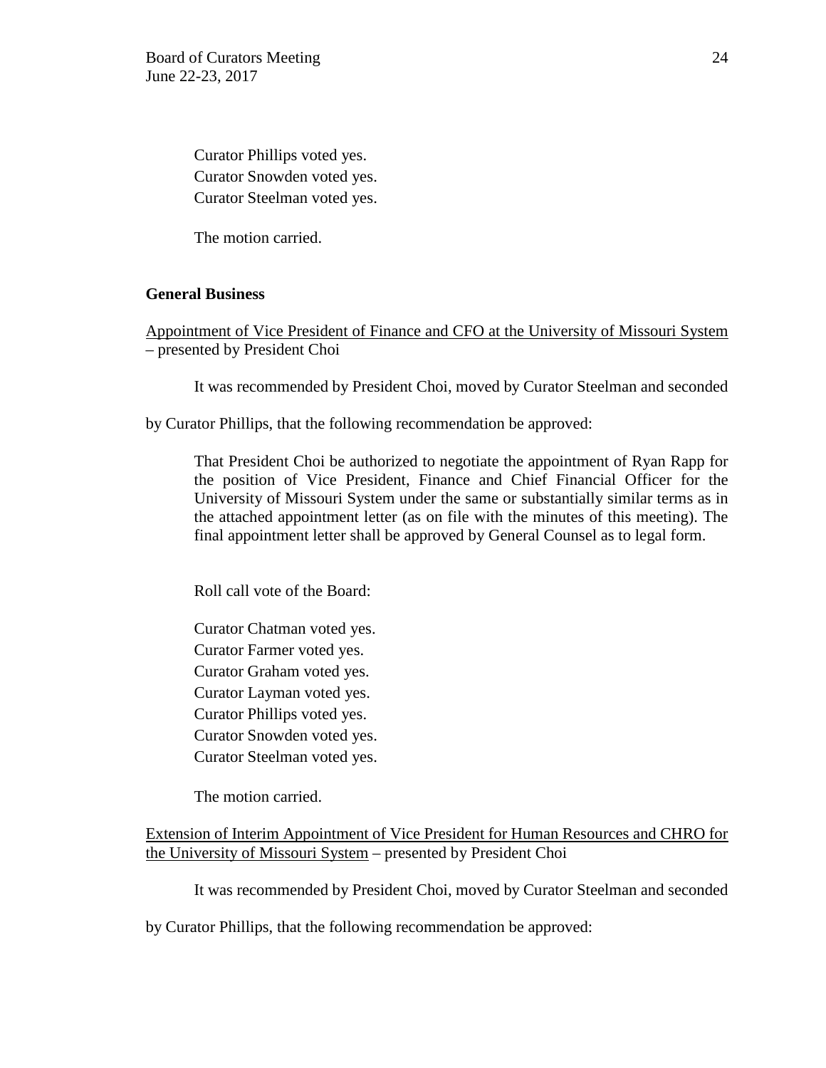Curator Phillips voted yes.
Curator Snowden voted yes.
Curator Steelman voted yes.

The motion carried.

**General Business**

Appointment of Vice President of Finance and CFO at the University of Missouri System – presented by President Choi

It was recommended by President Choi, moved by Curator Steelman and seconded by Curator Phillips, that the following recommendation be approved:

> That President Choi be authorized to negotiate the appointment of Ryan Rapp for the position of Vice President, Finance and Chief Financial Officer for the University of Missouri System under the same or substantially similar terms as in the attached appointment letter (as on file with the minutes of this meeting). The final appointment letter shall be approved by General Counsel as to legal form.

Roll call vote of the Board:

Curator Chatman voted yes.
Curator Farmer voted yes.
Curator Graham voted yes.
Curator Layman voted yes.
Curator Phillips voted yes.
Curator Snowden voted yes.
Curator Steelman voted yes.

The motion carried.

Extension of Interim Appointment of Vice President for Human Resources and CHRO for the University of Missouri System – presented by President Choi

It was recommended by President Choi, moved by Curator Steelman and seconded by Curator Phillips, that the following recommendation be approved: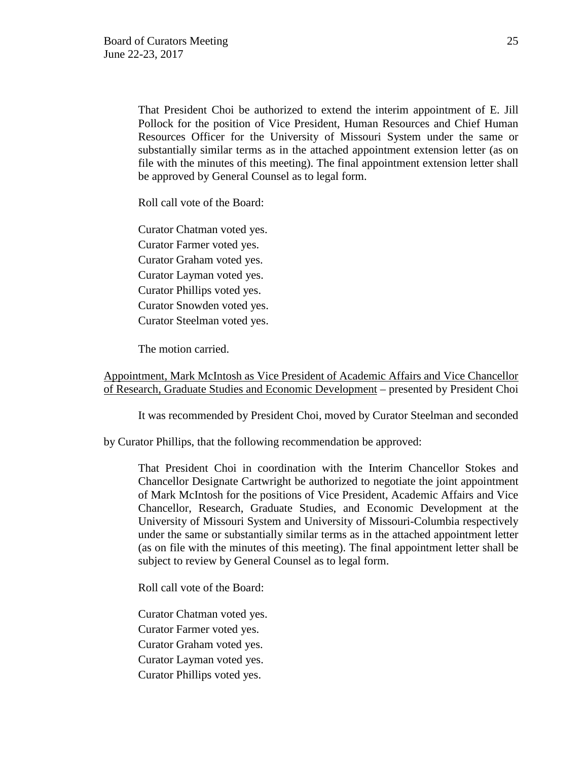That President Choi be authorized to extend the interim appointment of E. Jill Pollock for the position of Vice President, Human Resources and Chief Human Resources Officer for the University of Missouri System under the same or substantially similar terms as in the attached appointment extension letter (as on file with the minutes of this meeting). The final appointment extension letter shall be approved by General Counsel as to legal form.

Roll call vote of the Board:

Curator Chatman voted yes.
Curator Farmer voted yes.
Curator Graham voted yes.
Curator Layman voted yes.
Curator Phillips voted yes.
Curator Snowden voted yes.
Curator Steelman voted yes.

The motion carried.

<u>Appointment, Mark McIntosh as Vice President of Academic Affairs and Vice Chancellor of Research, Graduate Studies and Economic Development</u> – presented by President Choi

It was recommended by President Choi, moved by Curator Steelman and seconded by Curator Phillips, that the following recommendation be approved:

That President Choi in coordination with the Interim Chancellor Stokes and Chancellor Designate Cartwright be authorized to negotiate the joint appointment of Mark McIntosh for the positions of Vice President, Academic Affairs and Vice Chancellor, Research, Graduate Studies, and Economic Development at the University of Missouri System and University of Missouri-Columbia respectively under the same or substantially similar terms as in the attached appointment letter (as on file with the minutes of this meeting). The final appointment letter shall be subject to review by General Counsel as to legal form.

Roll call vote of the Board:

Curator Chatman voted yes.
Curator Farmer voted yes.
Curator Graham voted yes.
Curator Layman voted yes.
Curator Phillips voted yes.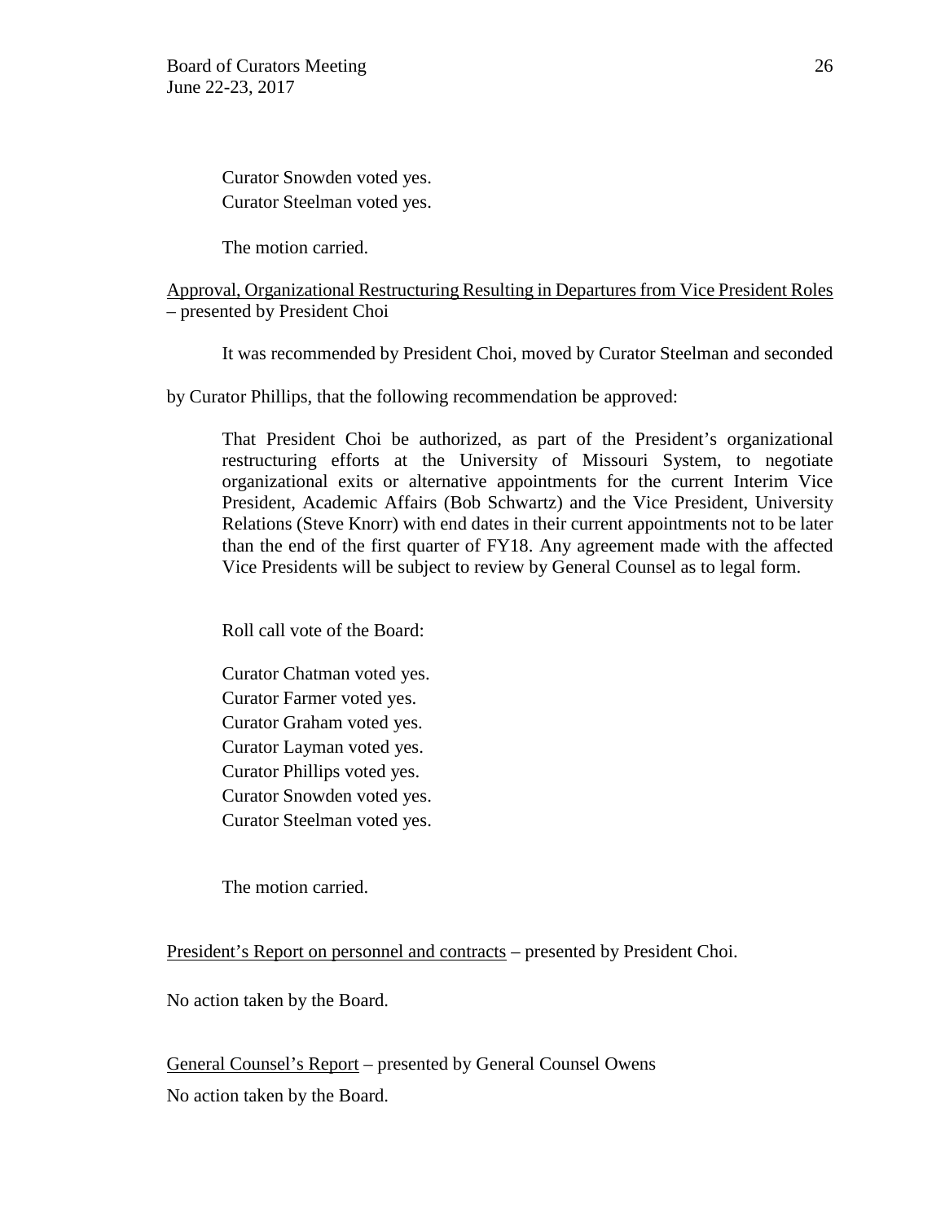Curator Snowden voted yes.
Curator Steelman voted yes.

The motion carried.

<u>Approval, Organizational Restructuring Resulting in Departures from Vice President Roles</u> – presented by President Choi

It was recommended by President Choi, moved by Curator Steelman and seconded by Curator Phillips, that the following recommendation be approved:

> That President Choi be authorized, as part of the President's organizational restructuring efforts at the University of Missouri System, to negotiate organizational exits or alternative appointments for the current Interim Vice President, Academic Affairs (Bob Schwartz) and the Vice President, University Relations (Steve Knorr) with end dates in their current appointments not to be later than the end of the first quarter of FY18. Any agreement made with the affected Vice Presidents will be subject to review by General Counsel as to legal form.

Roll call vote of the Board:

Curator Chatman voted yes.
Curator Farmer voted yes.
Curator Graham voted yes.
Curator Layman voted yes.
Curator Phillips voted yes.
Curator Snowden voted yes.
Curator Steelman voted yes.

The motion carried.

<u>President's Report on personnel and contracts</u> – presented by President Choi.

No action taken by the Board.

<u>General Counsel's Report</u> – presented by General Counsel Owens

No action taken by the Board.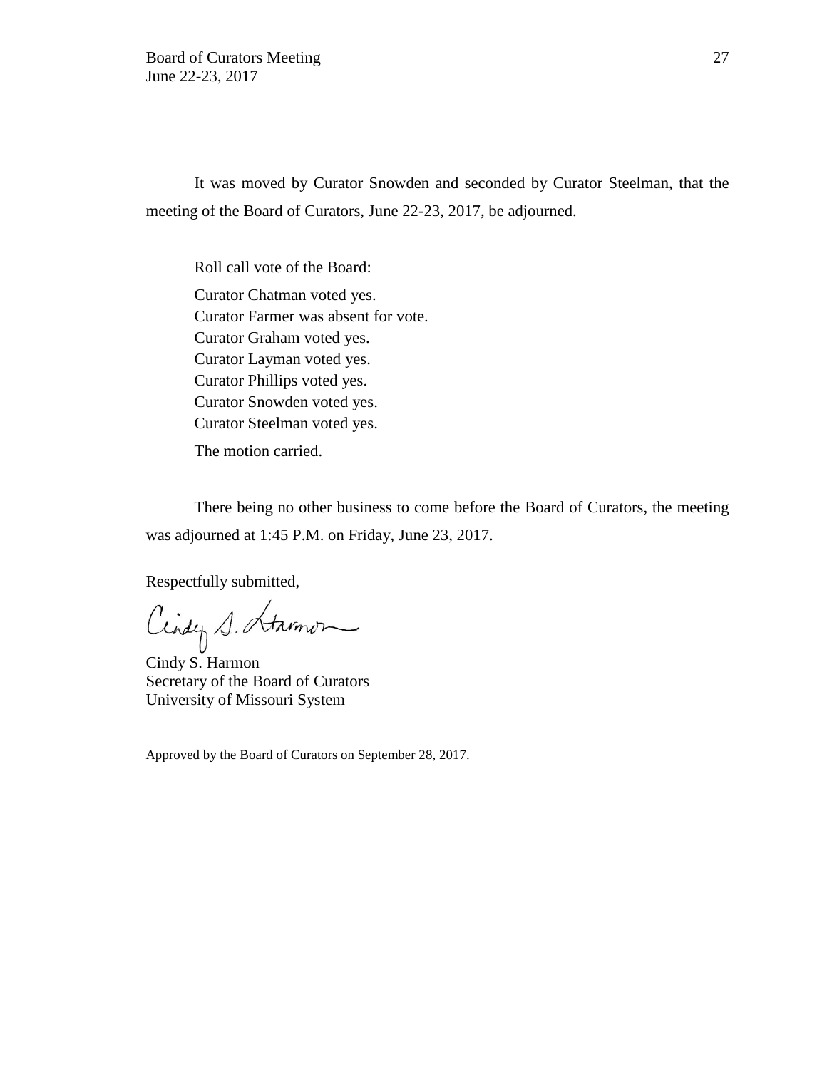It was moved by Curator Snowden and seconded by Curator Steelman, that the meeting of the Board of Curators, June 22-23, 2017, be adjourned.

Roll call vote of the Board:

Curator Chatman voted yes.
Curator Farmer was absent for vote.
Curator Graham voted yes.
Curator Layman voted yes.
Curator Phillips voted yes.
Curator Snowden voted yes.
Curator Steelman voted yes.

The motion carried.

There being no other business to come before the Board of Curators, the meeting was adjourned at 1:45 P.M. on Friday, June 23, 2017.

Respectfully submitted,

Cindy S. Harmon
Secretary of the Board of Curators
University of Missouri System

Approved by the Board of Curators on September 28, 2017.